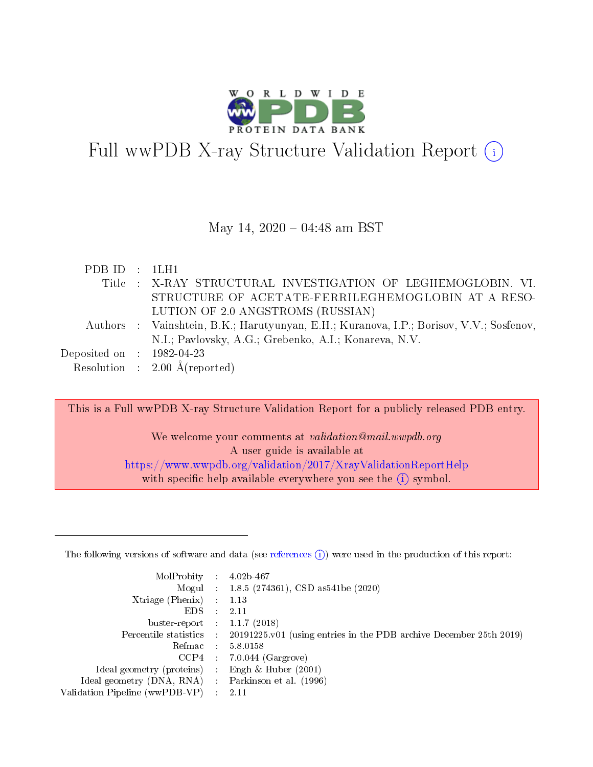# Full wwPDB X-ray Structure Validation Report (i)

May 14, 2020 – 04:48 am BST

| | | |
|---|---|---|
| PDB ID | : | 1LH1 |
| Title | : | X-RAY STRUCTURAL INVESTIGATION OF LEGHEMOGLOBIN. VI. STRUCTURE OF ACETATE-FERRILEGHEMOGLOBIN AT A RESOLUTION OF 2.0 ANGSTROMS (RUSSIAN) |
| Authors | : | Vainshtein, B.K.; Harutyunyan, E.H.; Kuranova, I.P.; Borisov, V.V.; Sosfenov, N.I.; Pavlovsky, A.G.; Grebenko, A.I.; Konareva, N.V. |
| Deposited on | : | 1982-04-23 |
| Resolution | : | 2.00 Å(reported) |

This is a Full wwPDB X-ray Structure Validation Report for a publicly released PDB entry.

We welcome your comments at *validation@mail.wwpdb.org*
A user guide is available at
https://www.wwpdb.org/validation/2017/XrayValidationReportHelp
with specific help available everywhere you see the (i) symbol.

The following versions of software and data (see references (i)) were used in the production of this report:

| | | |
|---|---|---|
| MolProbity | : | 4.02b-467 |
| Mogul | : | 1.8.5 (274361), CSD as541be (2020) |
| Xtriage (Phenix) | : | 1.13 |
| EDS | : | 2.11 |
| buster-report | : | 1.1.7 (2018) |
| Percentile statistics | : | 20191225.v01 (using entries in the PDB archive December 25th 2019) |
| Refmac | : | 5.8.0158 |
| CCP4 | : | 7.0.044 (Gargrove) |
| Ideal geometry (proteins) | : | Engh & Huber (2001) |
| Ideal geometry (DNA, RNA) | : | Parkinson et al. (1996) |
| Validation Pipeline (wwPDB-VP) | : | 2.11 |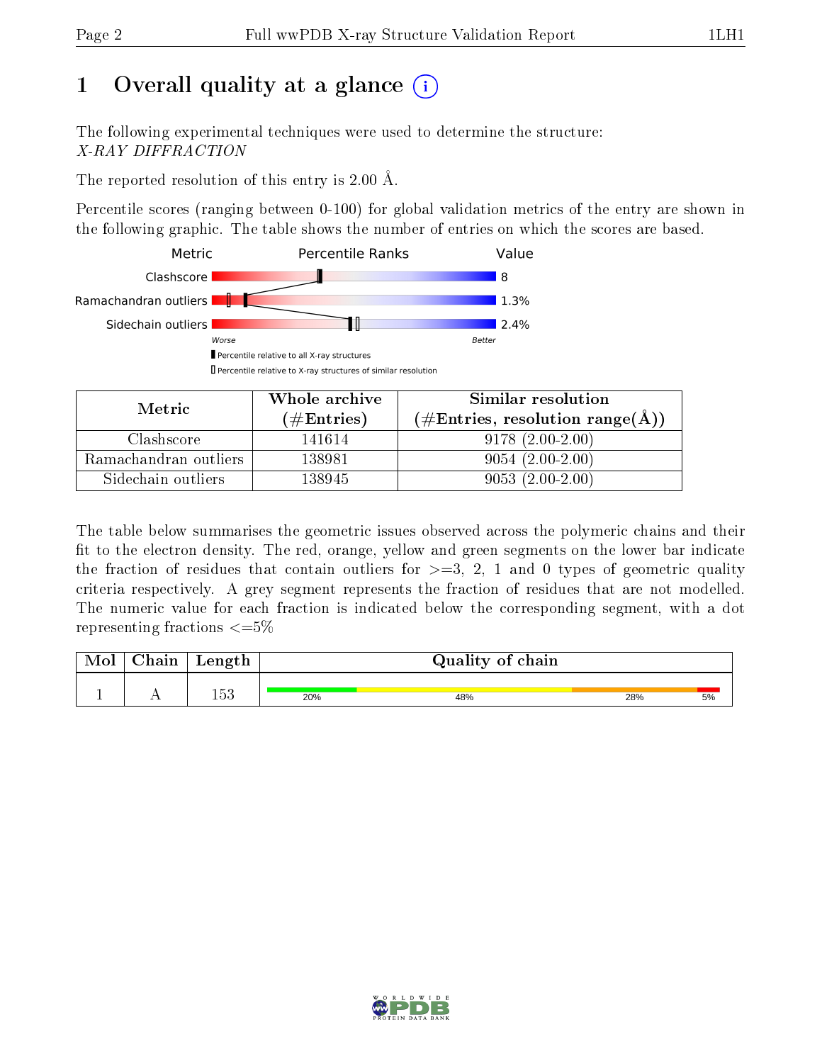# 1 Overall quality at a glance

The following experimental techniques were used to determine the structure:
*X-RAY DIFFRACTION*

The reported resolution of this entry is 2.00 Å.

Percentile scores (ranging between 0-100) for global validation metrics of the entry are shown in the following graphic. The table shows the number of entries on which the scores are based.

| Metric | Value |
|---|---|
| Clashscore | 8 |
| Ramachandran outliers | 1.3% |
| Sidechain outliers | 2.4% |

| Metric | Whole archive (#Entries) | Similar resolution (#Entries, resolution range(Å)) |
|---|---|---|
| Clashscore | 141614 | 9178 (2.00-2.00) |
| Ramachandran outliers | 138981 | 9054 (2.00-2.00) |
| Sidechain outliers | 138945 | 9053 (2.00-2.00) |

The table below summarises the geometric issues observed across the polymeric chains and their fit to the electron density. The red, orange, yellow and green segments on the lower bar indicate the fraction of residues that contain outliers for >=3, 2, 1 and 0 types of geometric quality criteria respectively. A grey segment represents the fraction of residues that are not modelled. The numeric value for each fraction is indicated below the corresponding segment, with a dot representing fractions <=5%

| Mol | Chain | Length | Quality of chain |
|---|---|---|---|
| 1 | A | 153 | 20% (green), 48% (yellow), 28% (orange), 5% (red) |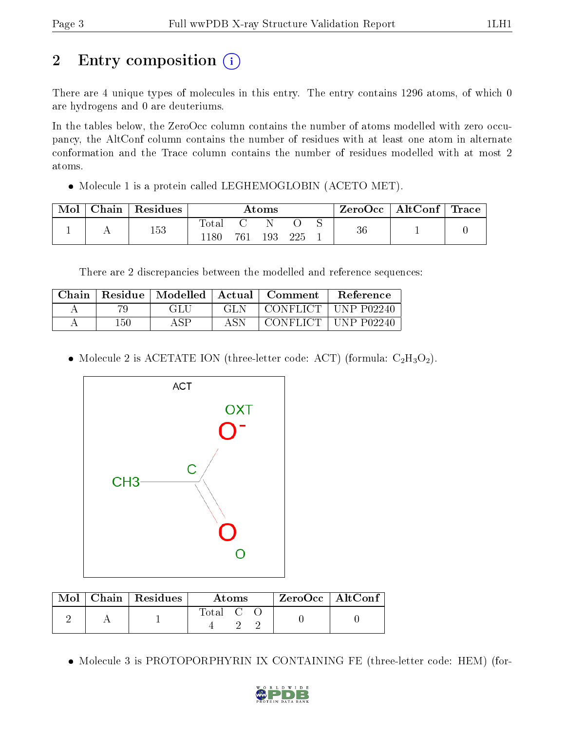# 2 Entry composition

There are 4 unique types of molecules in this entry. The entry contains 1296 atoms, of which 0 are hydrogens and 0 are deuteriums.

In the tables below, the ZeroOcc column contains the number of atoms modelled with zero occupancy, the AltConf column contains the number of residues with at least one atom in alternate conformation and the Trace column contains the number of residues modelled with at most 2 atoms.

- Molecule 1 is a protein called LEGHEMOGLOBIN (ACETO MET).

| Mol | Chain | Residues | Atoms | | | | | ZeroOcc | AltConf | Trace |
|---|---|---|---|---|---|---|---|---|---|---|
| | | | Total | C | N | O | S | | | |
| 1 | A | 153 | 1180 | 761 | 193 | 225 | 1 | 36 | 1 | 0 |

There are 2 discrepancies between the modelled and reference sequences:

| Chain | Residue | Modelled | Actual | Comment | Reference |
|---|---|---|---|---|---|
| A | 79 | GLU | GLN | CONFLICT | UNP P02240 |
| A | 150 | ASP | ASN | CONFLICT | UNP P02240 |

- Molecule 2 is ACETATE ION (three-letter code: ACT) (formula: $C_2H_3O_2$).

| Mol | Chain | Residues | Atoms | | | ZeroOcc | AltConf |
|---|---|---|---|---|---|---|---|
| | | | Total | C | O | | |
| 2 | A | 1 | 4 | 2 | 2 | 0 | 0 |

- Molecule 3 is PROTOPORPHYRIN IX CONTAINING FE (three-letter code: HEM) (for-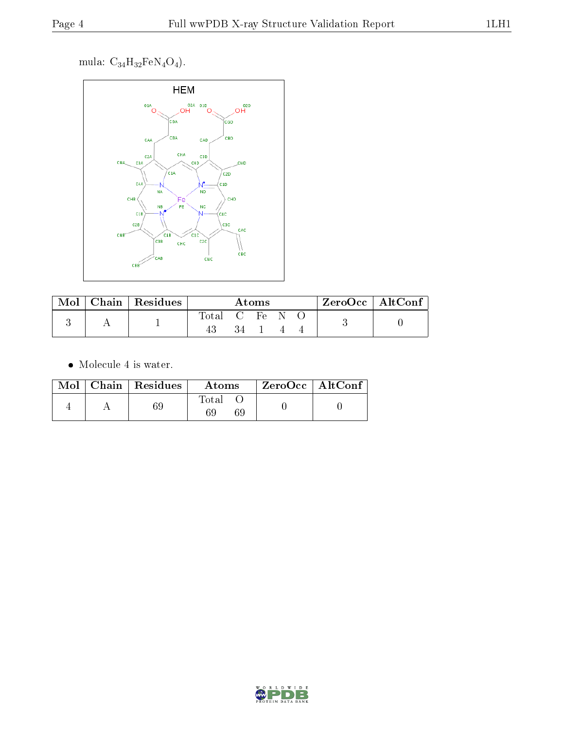mula: $C_{34}H_{32}FeN_4O_4$).

| Mol | Chain | Residues | Atoms | | | | | ZeroOcc | AltConf |
|---|---|---|---|---|---|---|---|---|---|
| | | | Total | C | Fe | N | O | | |
| 3 | A | 1 | 43 | 34 | 1 | 4 | 4 | 3 | 0 |

- Molecule 4 is water.

| Mol | Chain | Residues | Atoms | | ZeroOcc | AltConf |
|---|---|---|---|---|---|---|
| | | | Total | O | | |
| 4 | A | 69 | 69 | 69 | 0 | 0 |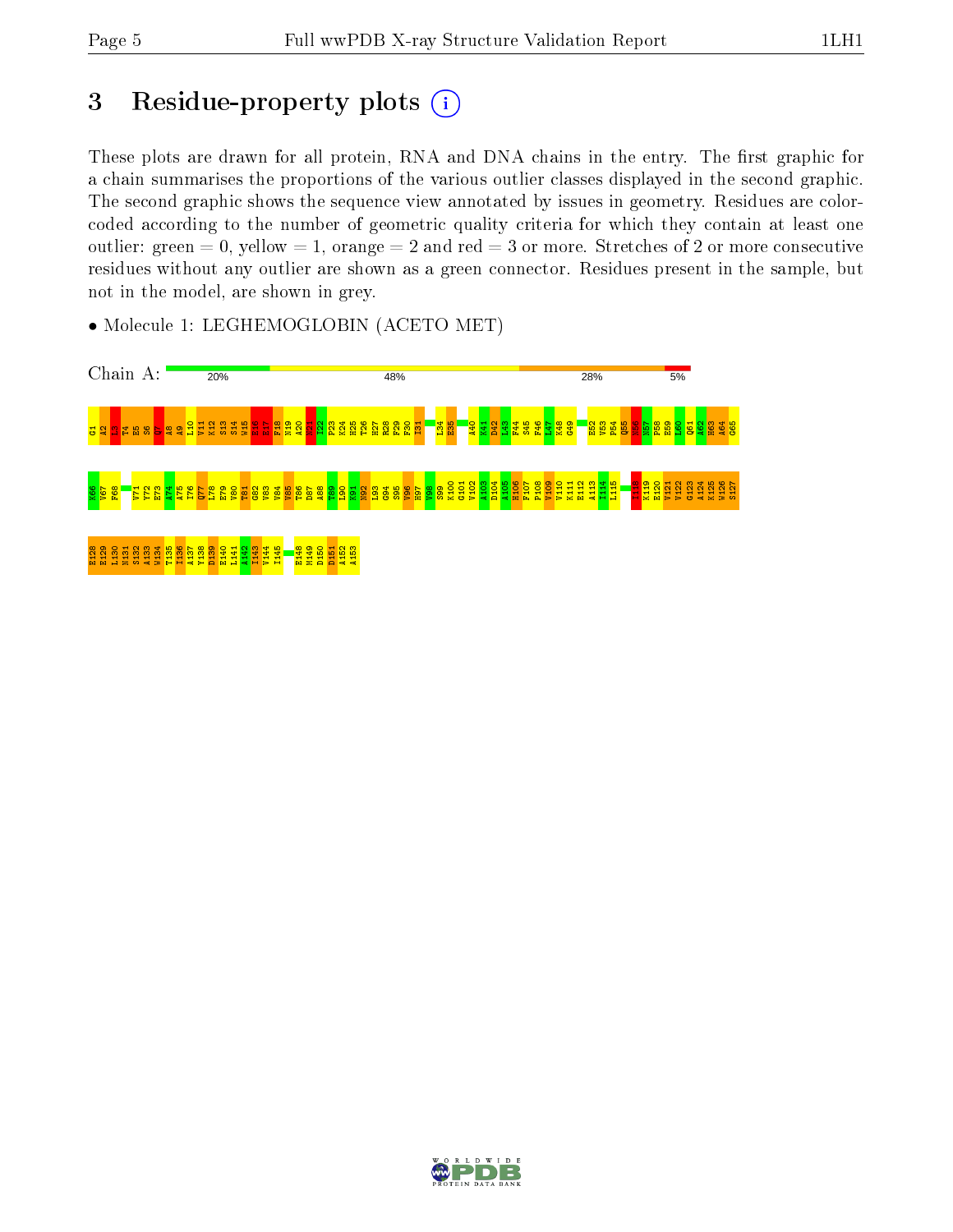# 3 Residue-property plots (i)

These plots are drawn for all protein, RNA and DNA chains in the entry. The first graphic for a chain summarises the proportions of the various outlier classes displayed in the second graphic. The second graphic shows the sequence view annotated by issues in geometry. Residues are color-coded according to the number of geometric quality criteria for which they contain at least one outlier: green = 0, yellow = 1, orange = 2 and red = 3 or more. Stretches of 2 or more consecutive residues without any outlier are shown as a green connector. Residues present in the sample, but not in the model, are shown in grey.

- Molecule 1: LEGHEMOGLOBIN (ACETO MET)

Chain A: 20% | 48% | 28% | 5%

G1 A2 L3 T4 E5 S6 Q7 A8 A9 L10 V11 K12 S13 S14 W15 E16 E17 F18 N19 A20 N21 I22 P23 K24 H25 T26 H27 R28 F29 F30 I31 L34 E35 A40 K41 D42 L43 F44 S45 F46 L47 K48 G49 E52 V53 P54 Q55 N56 N57 P58 E59 L60 Q61 A62 H63 A64 G65 K66 V67 F68 V71 Y72 E73 A74 A75 I76 Q77 L78 E79 V80 T81 G82 V83 V84 V85 T86 D87 A88 T89 L90 K91 N92 L93 G94 S95 V96 H97 V98 S99 K100 G101 V102 A103 D104 A105 H106 F107 P108 V109 V110 K111 E112 A113 I114 L115 I118 K119 E120 V121 V122 G123 A124 K125 W126 S127 E128 E129 L130 N131 S132 A133 W134 T135 I136 A137 Y138 D139 E140 L141 A142 I143 V144 I145 E148 M149 D150 D151 A152 A153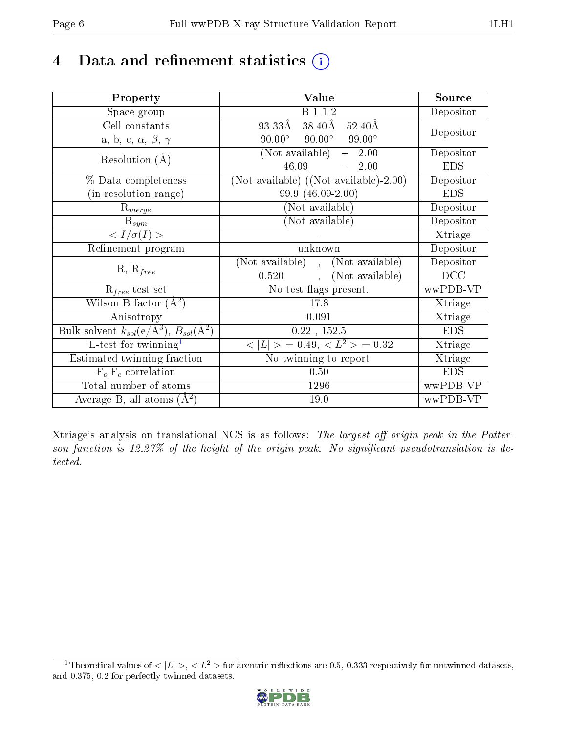# 4 Data and refinement statistics (i)

| Property | Value | Source |
|---|---|---|
| Space group | B 1 1 2 | Depositor |
| Cell constants<br>a, b, c, $\alpha$, $\beta$, $\gamma$ | 93.33Å 38.40Å 52.40Å<br>90.00° 90.00° 99.00° | Depositor |
| Resolution (Å) | (Not available) – 2.00<br>46.09 – 2.00 | Depositor<br>EDS |
| % Data completeness<br>(in resolution range) | (Not available) ((Not available)-2.00)<br>99.9 (46.09-2.00) | Depositor<br>EDS |
| $R_{merge}$ | (Not available) | Depositor |
| $R_{sym}$ | (Not available) | Depositor |
| $< I/\sigma(I) >$ | - | Xtriage |
| Refinement program | unknown | Depositor |
| R, $R_{free}$ | (Not available) , (Not available)<br>0.520 , (Not available) | Depositor<br>DCC |
| $R_{free}$ test set | No test flags present. | wwPDB-VP |
| Wilson B-factor (Å$^2$) | 17.8 | Xtriage |
| Anisotropy | 0.091 | Xtriage |
| Bulk solvent $k_{sol}$(e/Å$^3$), $B_{sol}$(Å$^2$) | 0.22 , 152.5 | EDS |
| L-test for twinning[1] | $< \|L\| > = 0.49$, $< L^2 > = 0.32$ | Xtriage |
| Estimated twinning fraction | No twinning to report. | Xtriage |
| $F_o$,$F_c$ correlation | 0.50 | EDS |
| Total number of atoms | 1296 | wwPDB-VP |
| Average B, all atoms (Å$^2$) | 19.0 | wwPDB-VP |

Xtriage's analysis on translational NCS is as follows: *The largest off-origin peak in the Patterson function is 12.27% of the height of the origin peak. No significant pseudotranslation is detected.*

[1] Theoretical values of $< |L| >$, $< L^2 >$ for acentric reflections are 0.5, 0.333 respectively for untwinned datasets, and 0.375, 0.2 for perfectly twinned datasets.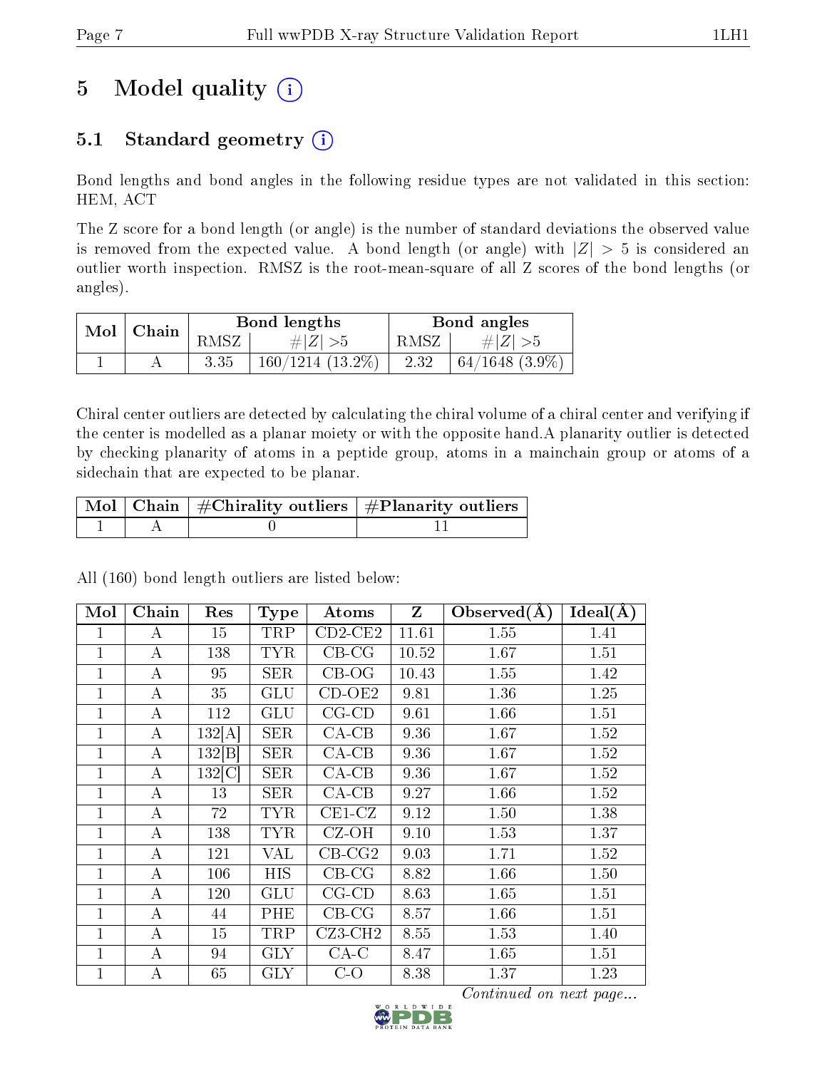# 5 Model quality

## 5.1 Standard geometry

Bond lengths and bond angles in the following residue types are not validated in this section: HEM, ACT

The Z score for a bond length (or angle) is the number of standard deviations the observed value is removed from the expected value. A bond length (or angle) with $|Z| > 5$ is considered an outlier worth inspection. RMSZ is the root-mean-square of all Z scores of the bond lengths (or angles).

| Mol | Chain | Bond lengths | | Bond angles | |
|---|---|---|---|---|---|
| | | RMSZ | #\|Z\| >5 | RMSZ | #\|Z\| >5 |
| 1 | A | 3.35 | 160/1214 (13.2%) | 2.32 | 64/1648 (3.9%) |

Chiral center outliers are detected by calculating the chiral volume of a chiral center and verifying if the center is modelled as a planar moiety or with the opposite hand.A planarity outlier is detected by checking planarity of atoms in a peptide group, atoms in a mainchain group or atoms of a sidechain that are expected to be planar.

| Mol | Chain | #Chirality outliers | #Planarity outliers |
|---|---|---|---|
| 1 | A | 0 | 11 |

All (160) bond length outliers are listed below:

| Mol | Chain | Res | Type | Atoms | Z | Observed(Å) | Ideal(Å) |
|---|---|---|---|---|---|---|---|
| 1 | A | 15 | TRP | CD2-CE2 | 11.61 | 1.55 | 1.41 |
| 1 | A | 138 | TYR | CB-CG | 10.52 | 1.67 | 1.51 |
| 1 | A | 95 | SER | CB-OG | 10.43 | 1.55 | 1.42 |
| 1 | A | 35 | GLU | CD-OE2 | 9.81 | 1.36 | 1.25 |
| 1 | A | 112 | GLU | CG-CD | 9.61 | 1.66 | 1.51 |
| 1 | A | 132[A] | SER | CA-CB | 9.36 | 1.67 | 1.52 |
| 1 | A | 132[B] | SER | CA-CB | 9.36 | 1.67 | 1.52 |
| 1 | A | 132[C] | SER | CA-CB | 9.36 | 1.67 | 1.52 |
| 1 | A | 13 | SER | CA-CB | 9.27 | 1.66 | 1.52 |
| 1 | A | 72 | TYR | CE1-CZ | 9.12 | 1.50 | 1.38 |
| 1 | A | 138 | TYR | CZ-OH | 9.10 | 1.53 | 1.37 |
| 1 | A | 121 | VAL | CB-CG2 | 9.03 | 1.71 | 1.52 |
| 1 | A | 106 | HIS | CB-CG | 8.82 | 1.66 | 1.50 |
| 1 | A | 120 | GLU | CG-CD | 8.63 | 1.65 | 1.51 |
| 1 | A | 44 | PHE | CB-CG | 8.57 | 1.66 | 1.51 |
| 1 | A | 15 | TRP | CZ3-CH2 | 8.55 | 1.53 | 1.40 |
| 1 | A | 94 | GLY | CA-C | 8.47 | 1.65 | 1.51 |
| 1 | A | 65 | GLY | C-O | 8.38 | 1.37 | 1.23 |

*Continued on next page...*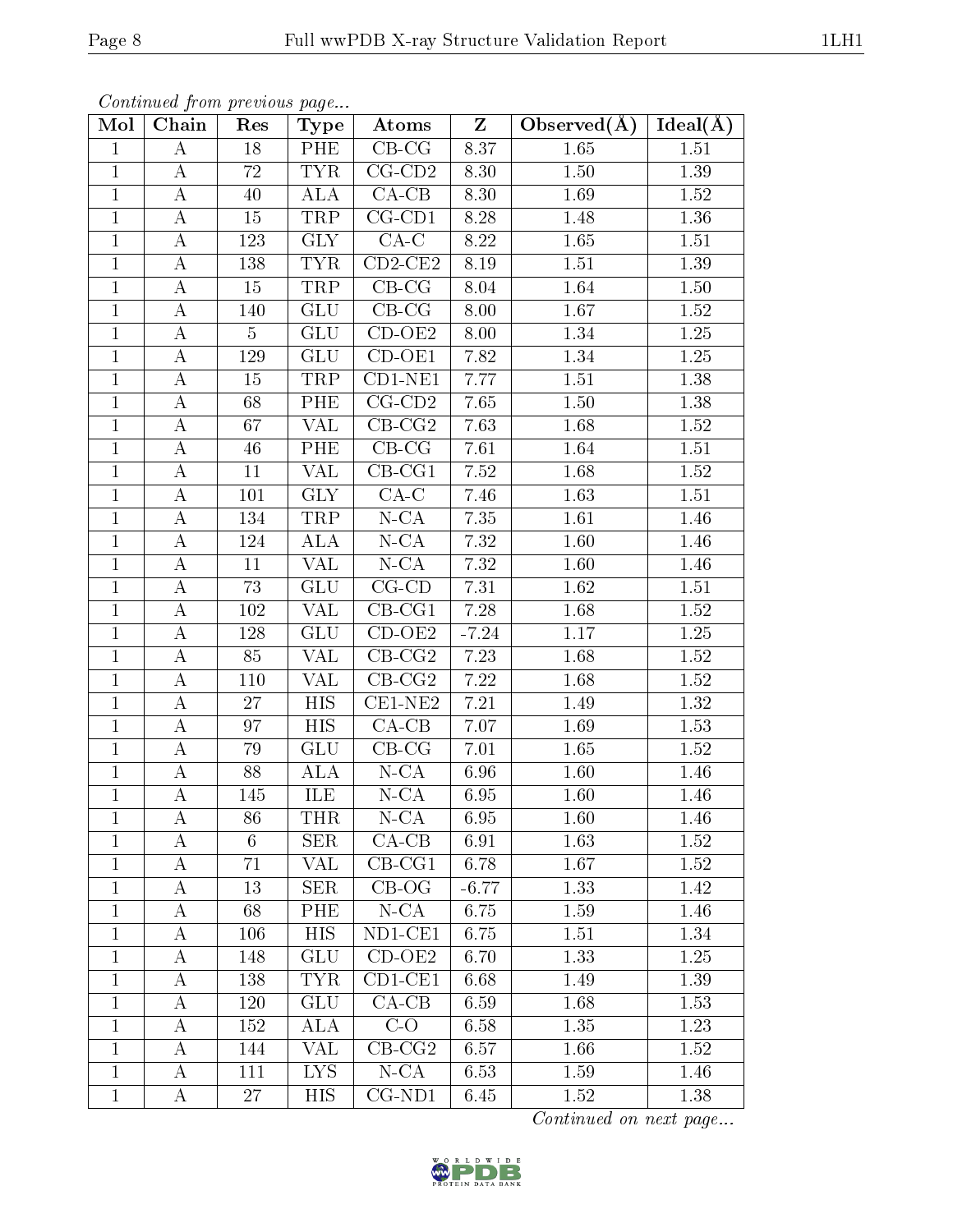*Continued from previous page...*

| Mol | Chain | Res | Type | Atoms | Z | Observed(Å) | Ideal(Å) |
|---|---|---|---|---|---|---|---|
| 1 | A | 18 | PHE | CB-CG | 8.37 | 1.65 | 1.51 |
| 1 | A | 72 | TYR | CG-CD2 | 8.30 | 1.50 | 1.39 |
| 1 | A | 40 | ALA | CA-CB | 8.30 | 1.69 | 1.52 |
| 1 | A | 15 | TRP | CG-CD1 | 8.28 | 1.48 | 1.36 |
| 1 | A | 123 | GLY | CA-C | 8.22 | 1.65 | 1.51 |
| 1 | A | 138 | TYR | CD2-CE2 | 8.19 | 1.51 | 1.39 |
| 1 | A | 15 | TRP | CB-CG | 8.04 | 1.64 | 1.50 |
| 1 | A | 140 | GLU | CB-CG | 8.00 | 1.67 | 1.52 |
| 1 | A | 5 | GLU | CD-OE2 | 8.00 | 1.34 | 1.25 |
| 1 | A | 129 | GLU | CD-OE1 | 7.82 | 1.34 | 1.25 |
| 1 | A | 15 | TRP | CD1-NE1 | 7.77 | 1.51 | 1.38 |
| 1 | A | 68 | PHE | CG-CD2 | 7.65 | 1.50 | 1.38 |
| 1 | A | 67 | VAL | CB-CG2 | 7.63 | 1.68 | 1.52 |
| 1 | A | 46 | PHE | CB-CG | 7.61 | 1.64 | 1.51 |
| 1 | A | 11 | VAL | CB-CG1 | 7.52 | 1.68 | 1.52 |
| 1 | A | 101 | GLY | CA-C | 7.46 | 1.63 | 1.51 |
| 1 | A | 134 | TRP | N-CA | 7.35 | 1.61 | 1.46 |
| 1 | A | 124 | ALA | N-CA | 7.32 | 1.60 | 1.46 |
| 1 | A | 11 | VAL | N-CA | 7.32 | 1.60 | 1.46 |
| 1 | A | 73 | GLU | CG-CD | 7.31 | 1.62 | 1.51 |
| 1 | A | 102 | VAL | CB-CG1 | 7.28 | 1.68 | 1.52 |
| 1 | A | 128 | GLU | CD-OE2 | -7.24 | 1.17 | 1.25 |
| 1 | A | 85 | VAL | CB-CG2 | 7.23 | 1.68 | 1.52 |
| 1 | A | 110 | VAL | CB-CG2 | 7.22 | 1.68 | 1.52 |
| 1 | A | 27 | HIS | CE1-NE2 | 7.21 | 1.49 | 1.32 |
| 1 | A | 97 | HIS | CA-CB | 7.07 | 1.69 | 1.53 |
| 1 | A | 79 | GLU | CB-CG | 7.01 | 1.65 | 1.52 |
| 1 | A | 88 | ALA | N-CA | 6.96 | 1.60 | 1.46 |
| 1 | A | 145 | ILE | N-CA | 6.95 | 1.60 | 1.46 |
| 1 | A | 86 | THR | N-CA | 6.95 | 1.60 | 1.46 |
| 1 | A | 6 | SER | CA-CB | 6.91 | 1.63 | 1.52 |
| 1 | A | 71 | VAL | CB-CG1 | 6.78 | 1.67 | 1.52 |
| 1 | A | 13 | SER | CB-OG | -6.77 | 1.33 | 1.42 |
| 1 | A | 68 | PHE | N-CA | 6.75 | 1.59 | 1.46 |
| 1 | A | 106 | HIS | ND1-CE1 | 6.75 | 1.51 | 1.34 |
| 1 | A | 148 | GLU | CD-OE2 | 6.70 | 1.33 | 1.25 |
| 1 | A | 138 | TYR | CD1-CE1 | 6.68 | 1.49 | 1.39 |
| 1 | A | 120 | GLU | CA-CB | 6.59 | 1.68 | 1.53 |
| 1 | A | 152 | ALA | C-O | 6.58 | 1.35 | 1.23 |
| 1 | A | 144 | VAL | CB-CG2 | 6.57 | 1.66 | 1.52 |
| 1 | A | 111 | LYS | N-CA | 6.53 | 1.59 | 1.46 |
| 1 | A | 27 | HIS | CG-ND1 | 6.45 | 1.52 | 1.38 |

*Continued on next page...*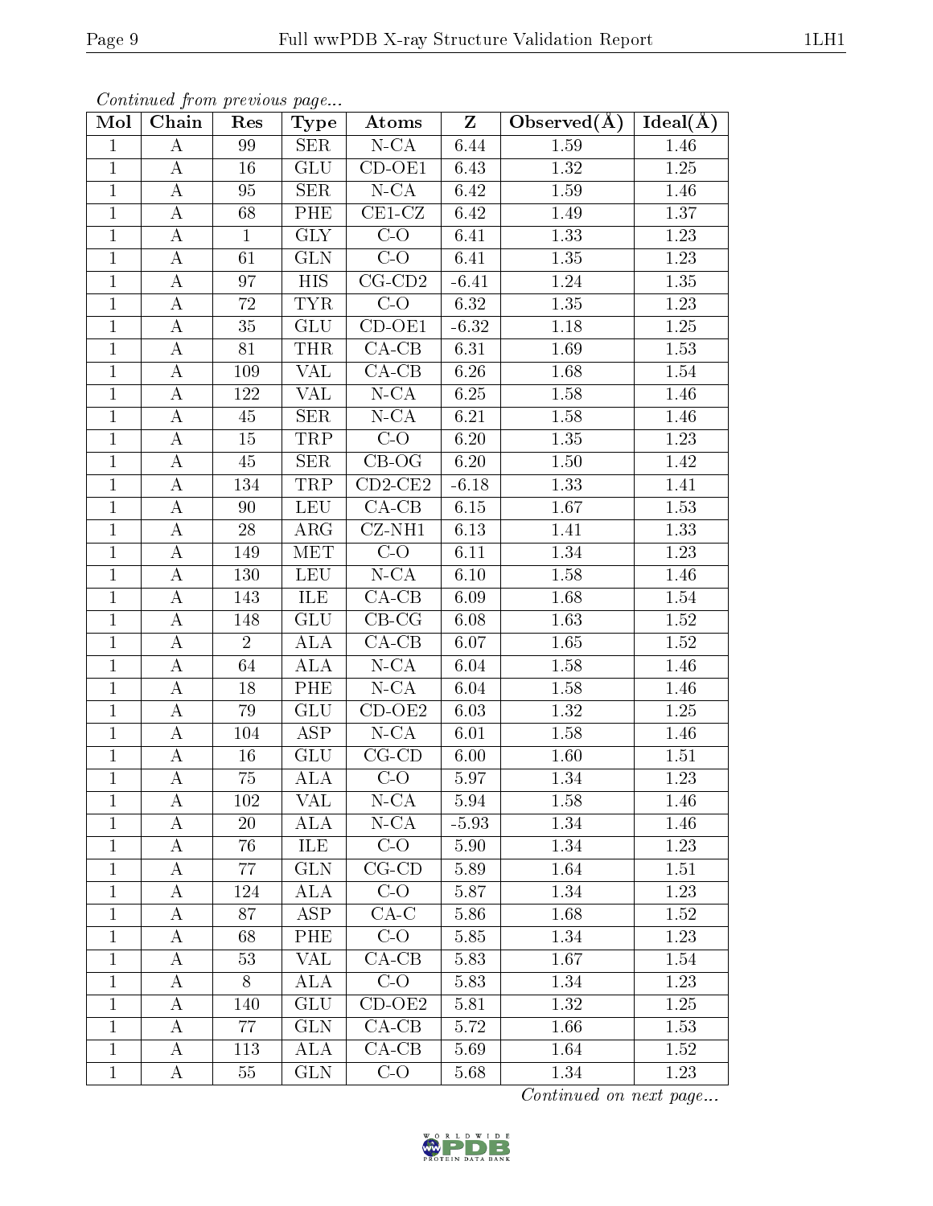*Continued from previous page...*

| Mol | Chain | Res | Type | Atoms | Z | Observed(Å) | Ideal(Å) |
|---|---|---|---|---|---|---|---|
| 1 | A | 99 | SER | N-CA | 6.44 | 1.59 | 1.46 |
| 1 | A | 16 | GLU | CD-OE1 | 6.43 | 1.32 | 1.25 |
| 1 | A | 95 | SER | N-CA | 6.42 | 1.59 | 1.46 |
| 1 | A | 68 | PHE | CE1-CZ | 6.42 | 1.49 | 1.37 |
| 1 | A | 1 | GLY | C-O | 6.41 | 1.33 | 1.23 |
| 1 | A | 61 | GLN | C-O | 6.41 | 1.35 | 1.23 |
| 1 | A | 97 | HIS | CG-CD2 | -6.41 | 1.24 | 1.35 |
| 1 | A | 72 | TYR | C-O | 6.32 | 1.35 | 1.23 |
| 1 | A | 35 | GLU | CD-OE1 | -6.32 | 1.18 | 1.25 |
| 1 | A | 81 | THR | CA-CB | 6.31 | 1.69 | 1.53 |
| 1 | A | 109 | VAL | CA-CB | 6.26 | 1.68 | 1.54 |
| 1 | A | 122 | VAL | N-CA | 6.25 | 1.58 | 1.46 |
| 1 | A | 45 | SER | N-CA | 6.21 | 1.58 | 1.46 |
| 1 | A | 15 | TRP | C-O | 6.20 | 1.35 | 1.23 |
| 1 | A | 45 | SER | CB-OG | 6.20 | 1.50 | 1.42 |
| 1 | A | 134 | TRP | CD2-CE2 | -6.18 | 1.33 | 1.41 |
| 1 | A | 90 | LEU | CA-CB | 6.15 | 1.67 | 1.53 |
| 1 | A | 28 | ARG | CZ-NH1 | 6.13 | 1.41 | 1.33 |
| 1 | A | 149 | MET | C-O | 6.11 | 1.34 | 1.23 |
| 1 | A | 130 | LEU | N-CA | 6.10 | 1.58 | 1.46 |
| 1 | A | 143 | ILE | CA-CB | 6.09 | 1.68 | 1.54 |
| 1 | A | 148 | GLU | CB-CG | 6.08 | 1.63 | 1.52 |
| 1 | A | 2 | ALA | CA-CB | 6.07 | 1.65 | 1.52 |
| 1 | A | 64 | ALA | N-CA | 6.04 | 1.58 | 1.46 |
| 1 | A | 18 | PHE | N-CA | 6.04 | 1.58 | 1.46 |
| 1 | A | 79 | GLU | CD-OE2 | 6.03 | 1.32 | 1.25 |
| 1 | A | 104 | ASP | N-CA | 6.01 | 1.58 | 1.46 |
| 1 | A | 16 | GLU | CG-CD | 6.00 | 1.60 | 1.51 |
| 1 | A | 75 | ALA | C-O | 5.97 | 1.34 | 1.23 |
| 1 | A | 102 | VAL | N-CA | 5.94 | 1.58 | 1.46 |
| 1 | A | 20 | ALA | N-CA | -5.93 | 1.34 | 1.46 |
| 1 | A | 76 | ILE | C-O | 5.90 | 1.34 | 1.23 |
| 1 | A | 77 | GLN | CG-CD | 5.89 | 1.64 | 1.51 |
| 1 | A | 124 | ALA | C-O | 5.87 | 1.34 | 1.23 |
| 1 | A | 87 | ASP | CA-C | 5.86 | 1.68 | 1.52 |
| 1 | A | 68 | PHE | C-O | 5.85 | 1.34 | 1.23 |
| 1 | A | 53 | VAL | CA-CB | 5.83 | 1.67 | 1.54 |
| 1 | A | 8 | ALA | C-O | 5.83 | 1.34 | 1.23 |
| 1 | A | 140 | GLU | CD-OE2 | 5.81 | 1.32 | 1.25 |
| 1 | A | 77 | GLN | CA-CB | 5.72 | 1.66 | 1.53 |
| 1 | A | 113 | ALA | CA-CB | 5.69 | 1.64 | 1.52 |
| 1 | A | 55 | GLN | C-O | 5.68 | 1.34 | 1.23 |

*Continued on next page...*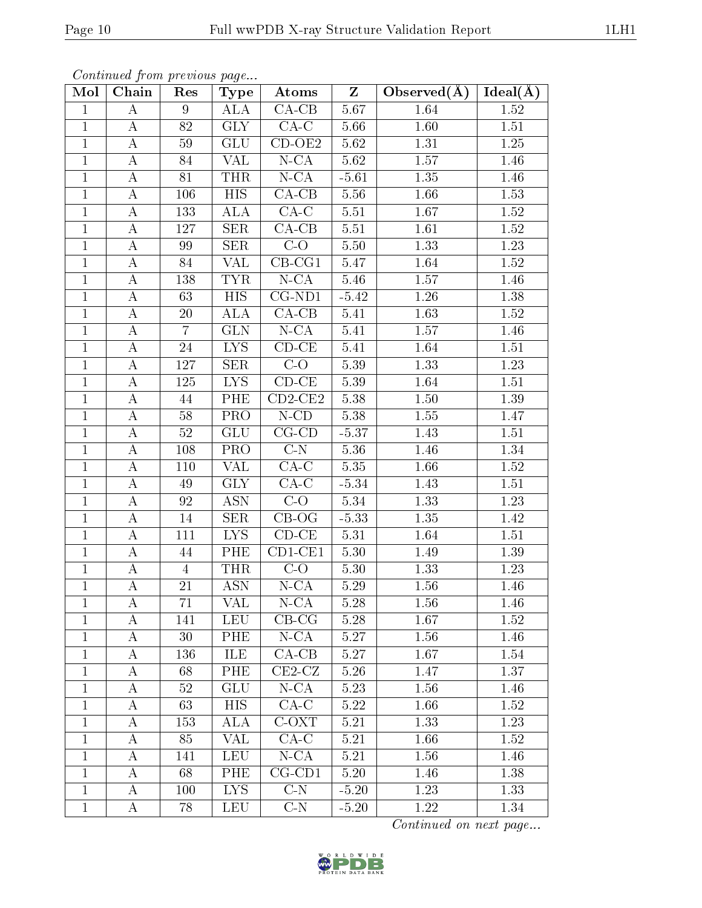*Continued from previous page...*

| Mol | Chain | Res | Type | Atoms | Z | Observed(Å) | Ideal(Å) |
|---|---|---|---|---|---|---|---|
| 1 | A | 9 | ALA | CA-CB | 5.67 | 1.64 | 1.52 |
| 1 | A | 82 | GLY | CA-C | 5.66 | 1.60 | 1.51 |
| 1 | A | 59 | GLU | CD-OE2 | 5.62 | 1.31 | 1.25 |
| 1 | A | 84 | VAL | N-CA | 5.62 | 1.57 | 1.46 |
| 1 | A | 81 | THR | N-CA | -5.61 | 1.35 | 1.46 |
| 1 | A | 106 | HIS | CA-CB | 5.56 | 1.66 | 1.53 |
| 1 | A | 133 | ALA | CA-C | 5.51 | 1.67 | 1.52 |
| 1 | A | 127 | SER | CA-CB | 5.51 | 1.61 | 1.52 |
| 1 | A | 99 | SER | C-O | 5.50 | 1.33 | 1.23 |
| 1 | A | 84 | VAL | CB-CG1 | 5.47 | 1.64 | 1.52 |
| 1 | A | 138 | TYR | N-CA | 5.46 | 1.57 | 1.46 |
| 1 | A | 63 | HIS | CG-ND1 | -5.42 | 1.26 | 1.38 |
| 1 | A | 20 | ALA | CA-CB | 5.41 | 1.63 | 1.52 |
| 1 | A | 7 | GLN | N-CA | 5.41 | 1.57 | 1.46 |
| 1 | A | 24 | LYS | CD-CE | 5.41 | 1.64 | 1.51 |
| 1 | A | 127 | SER | C-O | 5.39 | 1.33 | 1.23 |
| 1 | A | 125 | LYS | CD-CE | 5.39 | 1.64 | 1.51 |
| 1 | A | 44 | PHE | CD2-CE2 | 5.38 | 1.50 | 1.39 |
| 1 | A | 58 | PRO | N-CD | 5.38 | 1.55 | 1.47 |
| 1 | A | 52 | GLU | CG-CD | -5.37 | 1.43 | 1.51 |
| 1 | A | 108 | PRO | C-N | 5.36 | 1.46 | 1.34 |
| 1 | A | 110 | VAL | CA-C | 5.35 | 1.66 | 1.52 |
| 1 | A | 49 | GLY | CA-C | -5.34 | 1.43 | 1.51 |
| 1 | A | 92 | ASN | C-O | 5.34 | 1.33 | 1.23 |
| 1 | A | 14 | SER | CB-OG | -5.33 | 1.35 | 1.42 |
| 1 | A | 111 | LYS | CD-CE | 5.31 | 1.64 | 1.51 |
| 1 | A | 44 | PHE | CD1-CE1 | 5.30 | 1.49 | 1.39 |
| 1 | A | 4 | THR | C-O | 5.30 | 1.33 | 1.23 |
| 1 | A | 21 | ASN | N-CA | 5.29 | 1.56 | 1.46 |
| 1 | A | 71 | VAL | N-CA | 5.28 | 1.56 | 1.46 |
| 1 | A | 141 | LEU | CB-CG | 5.28 | 1.67 | 1.52 |
| 1 | A | 30 | PHE | N-CA | 5.27 | 1.56 | 1.46 |
| 1 | A | 136 | ILE | CA-CB | 5.27 | 1.67 | 1.54 |
| 1 | A | 68 | PHE | CE2-CZ | 5.26 | 1.47 | 1.37 |
| 1 | A | 52 | GLU | N-CA | 5.23 | 1.56 | 1.46 |
| 1 | A | 63 | HIS | CA-C | 5.22 | 1.66 | 1.52 |
| 1 | A | 153 | ALA | C-OXT | 5.21 | 1.33 | 1.23 |
| 1 | A | 85 | VAL | CA-C | 5.21 | 1.66 | 1.52 |
| 1 | A | 141 | LEU | N-CA | 5.21 | 1.56 | 1.46 |
| 1 | A | 68 | PHE | CG-CD1 | 5.20 | 1.46 | 1.38 |
| 1 | A | 100 | LYS | C-N | -5.20 | 1.23 | 1.33 |
| 1 | A | 78 | LEU | C-N | -5.20 | 1.22 | 1.34 |

*Continued on next page...*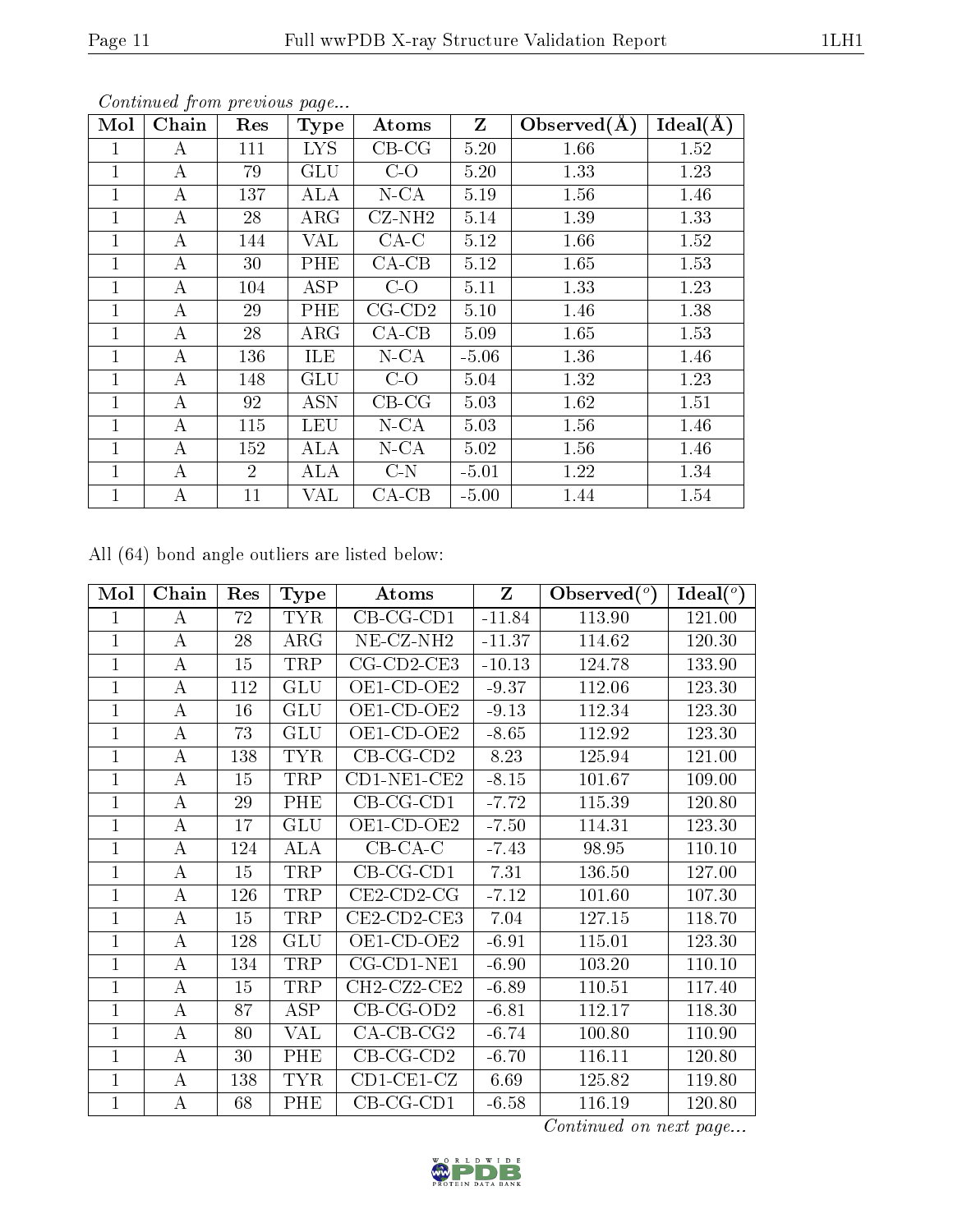*Continued from previous page...*

| Mol | Chain | Res | Type | Atoms | Z | Observed(Å) | Ideal(Å) |
|---|---|---|---|---|---|---|---|
| 1 | A | 111 | LYS | CB-CG | 5.20 | 1.66 | 1.52 |
| 1 | A | 79 | GLU | C-O | 5.20 | 1.33 | 1.23 |
| 1 | A | 137 | ALA | N-CA | 5.19 | 1.56 | 1.46 |
| 1 | A | 28 | ARG | CZ-NH2 | 5.14 | 1.39 | 1.33 |
| 1 | A | 144 | VAL | CA-C | 5.12 | 1.66 | 1.52 |
| 1 | A | 30 | PHE | CA-CB | 5.12 | 1.65 | 1.53 |
| 1 | A | 104 | ASP | C-O | 5.11 | 1.33 | 1.23 |
| 1 | A | 29 | PHE | CG-CD2 | 5.10 | 1.46 | 1.38 |
| 1 | A | 28 | ARG | CA-CB | 5.09 | 1.65 | 1.53 |
| 1 | A | 136 | ILE | N-CA | -5.06 | 1.36 | 1.46 |
| 1 | A | 148 | GLU | C-O | 5.04 | 1.32 | 1.23 |
| 1 | A | 92 | ASN | CB-CG | 5.03 | 1.62 | 1.51 |
| 1 | A | 115 | LEU | N-CA | 5.03 | 1.56 | 1.46 |
| 1 | A | 152 | ALA | N-CA | 5.02 | 1.56 | 1.46 |
| 1 | A | 2 | ALA | C-N | -5.01 | 1.22 | 1.34 |
| 1 | A | 11 | VAL | CA-CB | -5.00 | 1.44 | 1.54 |

All (64) bond angle outliers are listed below:

| Mol | Chain | Res | Type | Atoms | Z | Observed(°) | Ideal(°) |
|---|---|---|---|---|---|---|---|
| 1 | A | 72 | TYR | CB-CG-CD1 | -11.84 | 113.90 | 121.00 |
| 1 | A | 28 | ARG | NE-CZ-NH2 | -11.37 | 114.62 | 120.30 |
| 1 | A | 15 | TRP | CG-CD2-CE3 | -10.13 | 124.78 | 133.90 |
| 1 | A | 112 | GLU | OE1-CD-OE2 | -9.37 | 112.06 | 123.30 |
| 1 | A | 16 | GLU | OE1-CD-OE2 | -9.13 | 112.34 | 123.30 |
| 1 | A | 73 | GLU | OE1-CD-OE2 | -8.65 | 112.92 | 123.30 |
| 1 | A | 138 | TYR | CB-CG-CD2 | 8.23 | 125.94 | 121.00 |
| 1 | A | 15 | TRP | CD1-NE1-CE2 | -8.15 | 101.67 | 109.00 |
| 1 | A | 29 | PHE | CB-CG-CD1 | -7.72 | 115.39 | 120.80 |
| 1 | A | 17 | GLU | OE1-CD-OE2 | -7.50 | 114.31 | 123.30 |
| 1 | A | 124 | ALA | CB-CA-C | -7.43 | 98.95 | 110.10 |
| 1 | A | 15 | TRP | CB-CG-CD1 | 7.31 | 136.50 | 127.00 |
| 1 | A | 126 | TRP | CE2-CD2-CG | -7.12 | 101.60 | 107.30 |
| 1 | A | 15 | TRP | CE2-CD2-CE3 | 7.04 | 127.15 | 118.70 |
| 1 | A | 128 | GLU | OE1-CD-OE2 | -6.91 | 115.01 | 123.30 |
| 1 | A | 134 | TRP | CG-CD1-NE1 | -6.90 | 103.20 | 110.10 |
| 1 | A | 15 | TRP | CH2-CZ2-CE2 | -6.89 | 110.51 | 117.40 |
| 1 | A | 87 | ASP | CB-CG-OD2 | -6.81 | 112.17 | 118.30 |
| 1 | A | 80 | VAL | CA-CB-CG2 | -6.74 | 100.80 | 110.90 |
| 1 | A | 30 | PHE | CB-CG-CD2 | -6.70 | 116.11 | 120.80 |
| 1 | A | 138 | TYR | CD1-CE1-CZ | 6.69 | 125.82 | 119.80 |
| 1 | A | 68 | PHE | CB-CG-CD1 | -6.58 | 116.19 | 120.80 |

*Continued on next page...*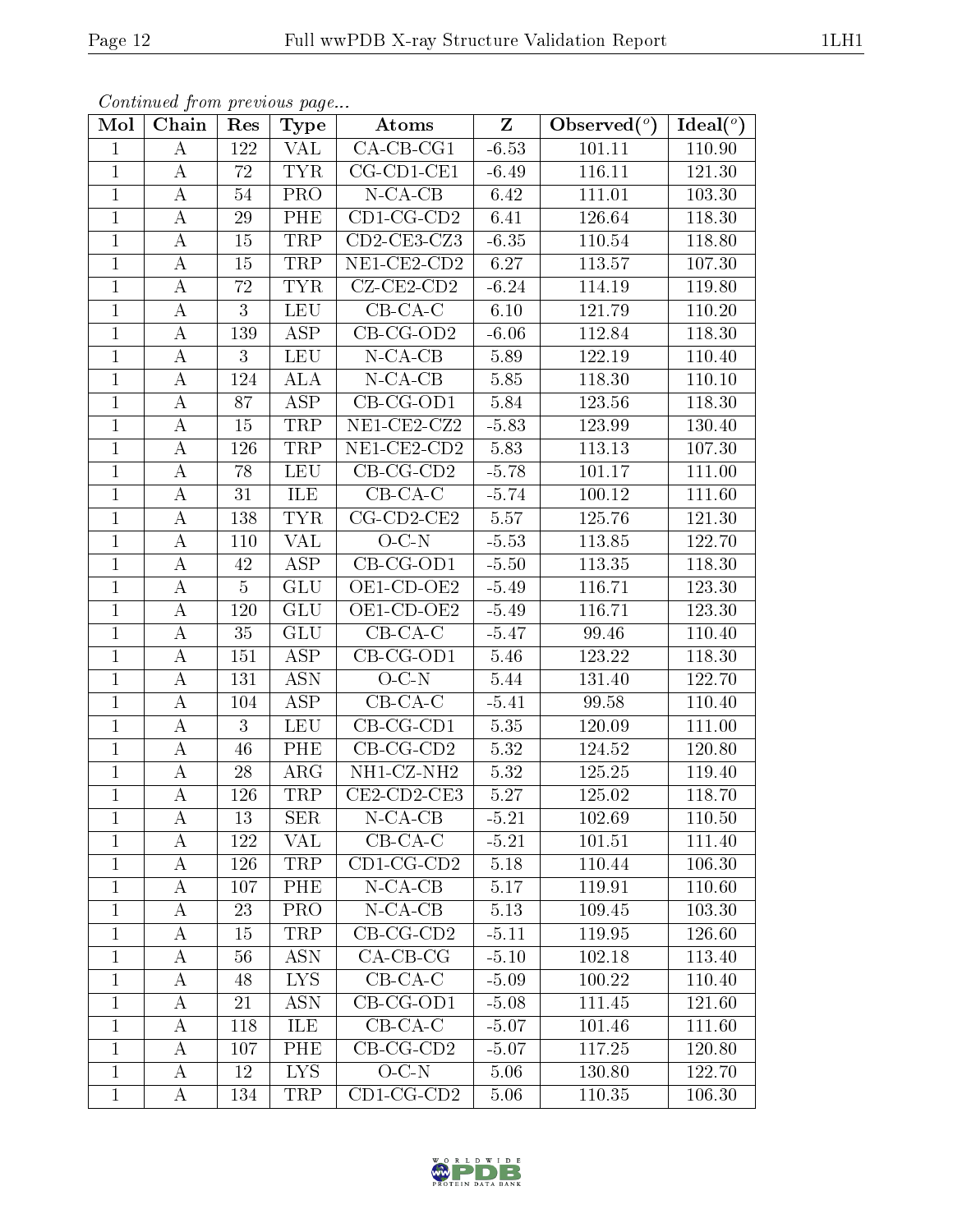*Continued from previous page...*

| Mol | Chain | Res | Type | Atoms | Z | Observed(°) | Ideal(°) |
|---|---|---|---|---|---|---|---|
| 1 | A | 122 | VAL | CA-CB-CG1 | -6.53 | 101.11 | 110.90 |
| 1 | A | 72 | TYR | CG-CD1-CE1 | -6.49 | 116.11 | 121.30 |
| 1 | A | 54 | PRO | N-CA-CB | 6.42 | 111.01 | 103.30 |
| 1 | A | 29 | PHE | CD1-CG-CD2 | 6.41 | 126.64 | 118.30 |
| 1 | A | 15 | TRP | CD2-CE3-CZ3 | -6.35 | 110.54 | 118.80 |
| 1 | A | 15 | TRP | NE1-CE2-CD2 | 6.27 | 113.57 | 107.30 |
| 1 | A | 72 | TYR | CZ-CE2-CD2 | -6.24 | 114.19 | 119.80 |
| 1 | A | 3 | LEU | CB-CA-C | 6.10 | 121.79 | 110.20 |
| 1 | A | 139 | ASP | CB-CG-OD2 | -6.06 | 112.84 | 118.30 |
| 1 | A | 3 | LEU | N-CA-CB | 5.89 | 122.19 | 110.40 |
| 1 | A | 124 | ALA | N-CA-CB | 5.85 | 118.30 | 110.10 |
| 1 | A | 87 | ASP | CB-CG-OD1 | 5.84 | 123.56 | 118.30 |
| 1 | A | 15 | TRP | NE1-CE2-CZ2 | -5.83 | 123.99 | 130.40 |
| 1 | A | 126 | TRP | NE1-CE2-CD2 | 5.83 | 113.13 | 107.30 |
| 1 | A | 78 | LEU | CB-CG-CD2 | -5.78 | 101.17 | 111.00 |
| 1 | A | 31 | ILE | CB-CA-C | -5.74 | 100.12 | 111.60 |
| 1 | A | 138 | TYR | CG-CD2-CE2 | 5.57 | 125.76 | 121.30 |
| 1 | A | 110 | VAL | O-C-N | -5.53 | 113.85 | 122.70 |
| 1 | A | 42 | ASP | CB-CG-OD1 | -5.50 | 113.35 | 118.30 |
| 1 | A | 5 | GLU | OE1-CD-OE2 | -5.49 | 116.71 | 123.30 |
| 1 | A | 120 | GLU | OE1-CD-OE2 | -5.49 | 116.71 | 123.30 |
| 1 | A | 35 | GLU | CB-CA-C | -5.47 | 99.46 | 110.40 |
| 1 | A | 151 | ASP | CB-CG-OD1 | 5.46 | 123.22 | 118.30 |
| 1 | A | 131 | ASN | O-C-N | 5.44 | 131.40 | 122.70 |
| 1 | A | 104 | ASP | CB-CA-C | -5.41 | 99.58 | 110.40 |
| 1 | A | 3 | LEU | CB-CG-CD1 | 5.35 | 120.09 | 111.00 |
| 1 | A | 46 | PHE | CB-CG-CD2 | 5.32 | 124.52 | 120.80 |
| 1 | A | 28 | ARG | NH1-CZ-NH2 | 5.32 | 125.25 | 119.40 |
| 1 | A | 126 | TRP | CE2-CD2-CE3 | 5.27 | 125.02 | 118.70 |
| 1 | A | 13 | SER | N-CA-CB | -5.21 | 102.69 | 110.50 |
| 1 | A | 122 | VAL | CB-CA-C | -5.21 | 101.51 | 111.40 |
| 1 | A | 126 | TRP | CD1-CG-CD2 | 5.18 | 110.44 | 106.30 |
| 1 | A | 107 | PHE | N-CA-CB | 5.17 | 119.91 | 110.60 |
| 1 | A | 23 | PRO | N-CA-CB | 5.13 | 109.45 | 103.30 |
| 1 | A | 15 | TRP | CB-CG-CD2 | -5.11 | 119.95 | 126.60 |
| 1 | A | 56 | ASN | CA-CB-CG | -5.10 | 102.18 | 113.40 |
| 1 | A | 48 | LYS | CB-CA-C | -5.09 | 100.22 | 110.40 |
| 1 | A | 21 | ASN | CB-CG-OD1 | -5.08 | 111.45 | 121.60 |
| 1 | A | 118 | ILE | CB-CA-C | -5.07 | 101.46 | 111.60 |
| 1 | A | 107 | PHE | CB-CG-CD2 | -5.07 | 117.25 | 120.80 |
| 1 | A | 12 | LYS | O-C-N | 5.06 | 130.80 | 122.70 |
| 1 | A | 134 | TRP | CD1-CG-CD2 | 5.06 | 110.35 | 106.30 |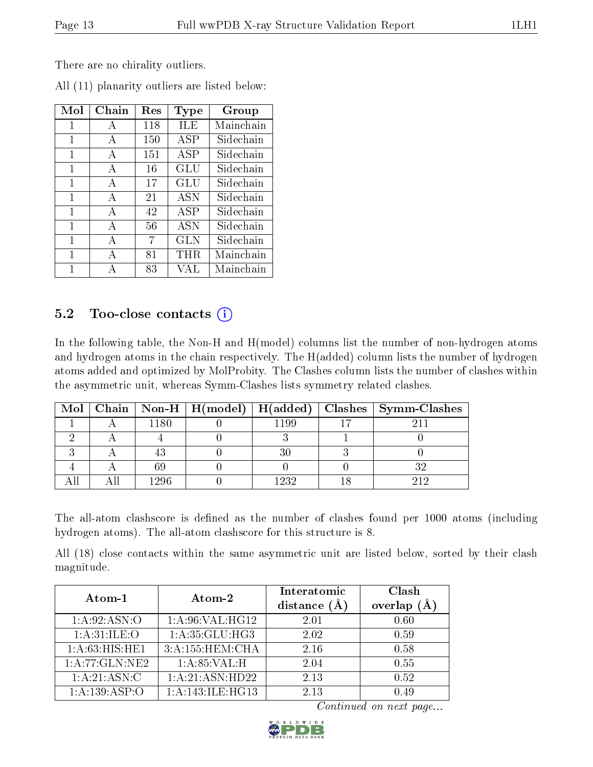There are no chirality outliers.

All (11) planarity outliers are listed below:

| Mol | Chain | Res | Type | Group |
|---|---|---|---|---|
| 1 | A | 118 | ILE | Mainchain |
| 1 | A | 150 | ASP | Sidechain |
| 1 | A | 151 | ASP | Sidechain |
| 1 | A | 16 | GLU | Sidechain |
| 1 | A | 17 | GLU | Sidechain |
| 1 | A | 21 | ASN | Sidechain |
| 1 | A | 42 | ASP | Sidechain |
| 1 | A | 56 | ASN | Sidechain |
| 1 | A | 7 | GLN | Sidechain |
| 1 | A | 81 | THR | Mainchain |
| 1 | A | 83 | VAL | Mainchain |

## 5.2 Too-close contacts

In the following table, the Non-H and H(model) columns list the number of non-hydrogen atoms and hydrogen atoms in the chain respectively. The H(added) column lists the number of hydrogen atoms added and optimized by MolProbity. The Clashes column lists the number of clashes within the asymmetric unit, whereas Symm-Clashes lists symmetry related clashes.

| Mol | Chain | Non-H | H(model) | H(added) | Clashes | Symm-Clashes |
|---|---|---|---|---|---|---|
| 1 | A | 1180 | 0 | 1199 | 17 | 211 |
| 2 | A | 4 | 0 | 3 | 1 | 0 |
| 3 | A | 43 | 0 | 30 | 3 | 0 |
| 4 | A | 69 | 0 | 0 | 0 | 32 |
| All | All | 1296 | 0 | 1232 | 18 | 212 |

The all-atom clashscore is defined as the number of clashes found per 1000 atoms (including hydrogen atoms). The all-atom clashscore for this structure is 8.

All (18) close contacts within the same asymmetric unit are listed below, sorted by their clash magnitude.

| Atom-1 | Atom-2 | Interatomic distance (Å) | Clash overlap (Å) |
|---|---|---|---|
| 1:A:92:ASN:O | 1:A:96:VAL:HG12 | 2.01 | 0.60 |
| 1:A:31:ILE:O | 1:A:35:GLU:HG3 | 2.02 | 0.59 |
| 1:A:63:HIS:HE1 | 3:A:155:HEM:CHA | 2.16 | 0.58 |
| 1:A:77:GLN:NE2 | 1:A:85:VAL:H | 2.04 | 0.55 |
| 1:A:21:ASN:C | 1:A:21:ASN:HD22 | 2.13 | 0.52 |
| 1:A:139:ASP:O | 1:A:143:ILE:HG13 | 2.13 | 0.49 |

*Continued on next page...*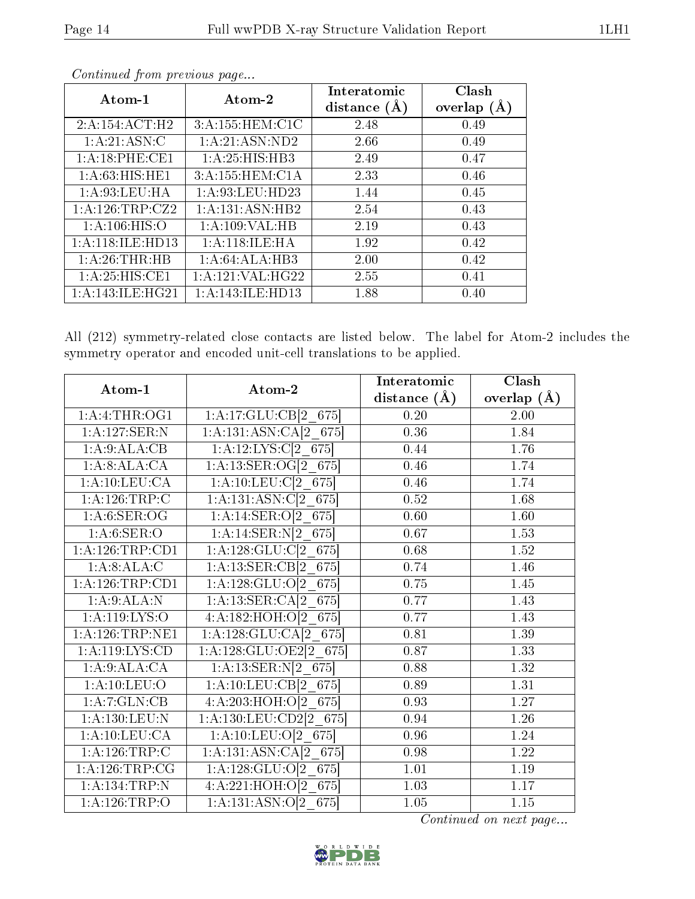*Continued from previous page...*

| Atom-1 | Atom-2 | Interatomic distance (Å) | Clash overlap (Å) |
|---|---|---|---|
| 2:A:154:ACT:H2 | 3:A:155:HEM:C1C | 2.48 | 0.49 |
| 1:A:21:ASN:C | 1:A:21:ASN:ND2 | 2.66 | 0.49 |
| 1:A:18:PHE:CE1 | 1:A:25:HIS:HB3 | 2.49 | 0.47 |
| 1:A:63:HIS:HE1 | 3:A:155:HEM:C1A | 2.33 | 0.46 |
| 1:A:93:LEU:HA | 1:A:93:LEU:HD23 | 1.44 | 0.45 |
| 1:A:126:TRP:CZ2 | 1:A:131:ASN:HB2 | 2.54 | 0.43 |
| 1:A:106:HIS:O | 1:A:109:VAL:HB | 2.19 | 0.43 |
| 1:A:118:ILE:HD13 | 1:A:118:ILE:HA | 1.92 | 0.42 |
| 1:A:26:THR:HB | 1:A:64:ALA:HB3 | 2.00 | 0.42 |
| 1:A:25:HIS:CE1 | 1:A:121:VAL:HG22 | 2.55 | 0.41 |
| 1:A:143:ILE:HG21 | 1:A:143:ILE:HD13 | 1.88 | 0.40 |

All (212) symmetry-related close contacts are listed below. The label for Atom-2 includes the symmetry operator and encoded unit-cell translations to be applied.

| Atom-1 | Atom-2 | Interatomic distance (Å) | Clash overlap (Å) |
|---|---|---|---|
| 1:A:4:THR:OG1 | 1:A:17:GLU:CB[2_675] | 0.20 | 2.00 |
| 1:A:127:SER:N | 1:A:131:ASN:CA[2_675] | 0.36 | 1.84 |
| 1:A:9:ALA:CB | 1:A:12:LYS:C[2_675] | 0.44 | 1.76 |
| 1:A:8:ALA:CA | 1:A:13:SER:OG[2_675] | 0.46 | 1.74 |
| 1:A:10:LEU:CA | 1:A:10:LEU:C[2_675] | 0.46 | 1.74 |
| 1:A:126:TRP:C | 1:A:131:ASN:C[2_675] | 0.52 | 1.68 |
| 1:A:6:SER:OG | 1:A:14:SER:O[2_675] | 0.60 | 1.60 |
| 1:A:6:SER:O | 1:A:14:SER:N[2_675] | 0.67 | 1.53 |
| 1:A:126:TRP:CD1 | 1:A:128:GLU:C[2_675] | 0.68 | 1.52 |
| 1:A:8:ALA:C | 1:A:13:SER:CB[2_675] | 0.74 | 1.46 |
| 1:A:126:TRP:CD1 | 1:A:128:GLU:O[2_675] | 0.75 | 1.45 |
| 1:A:9:ALA:N | 1:A:13:SER:CA[2_675] | 0.77 | 1.43 |
| 1:A:119:LYS:O | 4:A:182:HOH:O[2_675] | 0.77 | 1.43 |
| 1:A:126:TRP:NE1 | 1:A:128:GLU:CA[2_675] | 0.81 | 1.39 |
| 1:A:119:LYS:CD | 1:A:128:GLU:OE2[2_675] | 0.87 | 1.33 |
| 1:A:9:ALA:CA | 1:A:13:SER:N[2_675] | 0.88 | 1.32 |
| 1:A:10:LEU:O | 1:A:10:LEU:CB[2_675] | 0.89 | 1.31 |
| 1:A:7:GLN:CB | 4:A:203:HOH:O[2_675] | 0.93 | 1.27 |
| 1:A:130:LEU:N | 1:A:130:LEU:CD2[2_675] | 0.94 | 1.26 |
| 1:A:10:LEU:CA | 1:A:10:LEU:O[2_675] | 0.96 | 1.24 |
| 1:A:126:TRP:C | 1:A:131:ASN:CA[2_675] | 0.98 | 1.22 |
| 1:A:126:TRP:CG | 1:A:128:GLU:O[2_675] | 1.01 | 1.19 |
| 1:A:134:TRP:N | 4:A:221:HOH:O[2_675] | 1.03 | 1.17 |
| 1:A:126:TRP:O | 1:A:131:ASN:O[2_675] | 1.05 | 1.15 |

*Continued on next page...*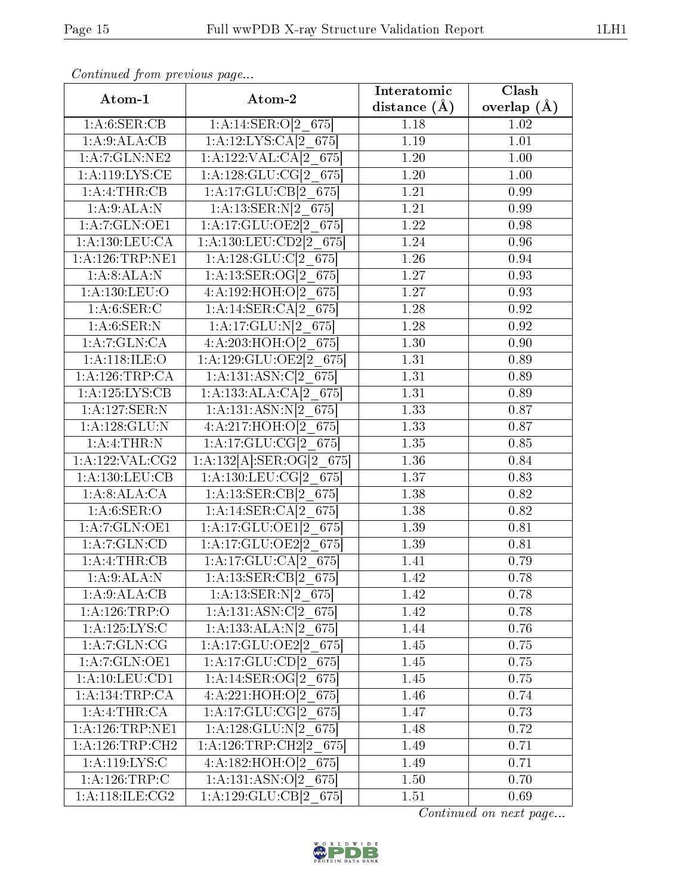*Continued from previous page...*

| Atom-1 | Atom-2 | Interatomic distance (Å) | Clash overlap (Å) |
|---|---|---|---|
| 1:A:6:SER:CB | 1:A:14:SER:O[2_675] | 1.18 | 1.02 |
| 1:A:9:ALA:CB | 1:A:12:LYS:CA[2_675] | 1.19 | 1.01 |
| 1:A:7:GLN:NE2 | 1:A:122:VAL:CA[2_675] | 1.20 | 1.00 |
| 1:A:119:LYS:CE | 1:A:128:GLU:CG[2_675] | 1.20 | 1.00 |
| 1:A:4:THR:CB | 1:A:17:GLU:CB[2_675] | 1.21 | 0.99 |
| 1:A:9:ALA:N | 1:A:13:SER:N[2_675] | 1.21 | 0.99 |
| 1:A:7:GLN:OE1 | 1:A:17:GLU:OE2[2_675] | 1.22 | 0.98 |
| 1:A:130:LEU:CA | 1:A:130:LEU:CD2[2_675] | 1.24 | 0.96 |
| 1:A:126:TRP:NE1 | 1:A:128:GLU:C[2_675] | 1.26 | 0.94 |
| 1:A:8:ALA:N | 1:A:13:SER:OG[2_675] | 1.27 | 0.93 |
| 1:A:130:LEU:O | 4:A:192:HOH:O[2_675] | 1.27 | 0.93 |
| 1:A:6:SER:C | 1:A:14:SER:CA[2_675] | 1.28 | 0.92 |
| 1:A:6:SER:N | 1:A:17:GLU:N[2_675] | 1.28 | 0.92 |
| 1:A:7:GLN:CA | 4:A:203:HOH:O[2_675] | 1.30 | 0.90 |
| 1:A:118:ILE:O | 1:A:129:GLU:OE2[2_675] | 1.31 | 0.89 |
| 1:A:126:TRP:CA | 1:A:131:ASN:C[2_675] | 1.31 | 0.89 |
| 1:A:125:LYS:CB | 1:A:133:ALA:CA[2_675] | 1.31 | 0.89 |
| 1:A:127:SER:N | 1:A:131:ASN:N[2_675] | 1.33 | 0.87 |
| 1:A:128:GLU:N | 4:A:217:HOH:O[2_675] | 1.33 | 0.87 |
| 1:A:4:THR:N | 1:A:17:GLU:CG[2_675] | 1.35 | 0.85 |
| 1:A:122:VAL:CG2 | 1:A:132[A]:SER:OG[2_675] | 1.36 | 0.84 |
| 1:A:130:LEU:CB | 1:A:130:LEU:CG[2_675] | 1.37 | 0.83 |
| 1:A:8:ALA:CA | 1:A:13:SER:CB[2_675] | 1.38 | 0.82 |
| 1:A:6:SER:O | 1:A:14:SER:CA[2_675] | 1.38 | 0.82 |
| 1:A:7:GLN:OE1 | 1:A:17:GLU:OE1[2_675] | 1.39 | 0.81 |
| 1:A:7:GLN:CD | 1:A:17:GLU:OE2[2_675] | 1.39 | 0.81 |
| 1:A:4:THR:CB | 1:A:17:GLU:CA[2_675] | 1.41 | 0.79 |
| 1:A:9:ALA:N | 1:A:13:SER:CB[2_675] | 1.42 | 0.78 |
| 1:A:9:ALA:CB | 1:A:13:SER:N[2_675] | 1.42 | 0.78 |
| 1:A:126:TRP:O | 1:A:131:ASN:C[2_675] | 1.42 | 0.78 |
| 1:A:125:LYS:C | 1:A:133:ALA:N[2_675] | 1.44 | 0.76 |
| 1:A:7:GLN:CG | 1:A:17:GLU:OE2[2_675] | 1.45 | 0.75 |
| 1:A:7:GLN:OE1 | 1:A:17:GLU:CD[2_675] | 1.45 | 0.75 |
| 1:A:10:LEU:CD1 | 1:A:14:SER:OG[2_675] | 1.45 | 0.75 |
| 1:A:134:TRP:CA | 4:A:221:HOH:O[2_675] | 1.46 | 0.74 |
| 1:A:4:THR:CA | 1:A:17:GLU:CG[2_675] | 1.47 | 0.73 |
| 1:A:126:TRP:NE1 | 1:A:128:GLU:N[2_675] | 1.48 | 0.72 |
| 1:A:126:TRP:CH2 | 1:A:126:TRP:CH2[2_675] | 1.49 | 0.71 |
| 1:A:119:LYS:C | 4:A:182:HOH:O[2_675] | 1.49 | 0.71 |
| 1:A:126:TRP:C | 1:A:131:ASN:O[2_675] | 1.50 | 0.70 |
| 1:A:118:ILE:CG2 | 1:A:129:GLU:CB[2_675] | 1.51 | 0.69 |

*Continued on next page...*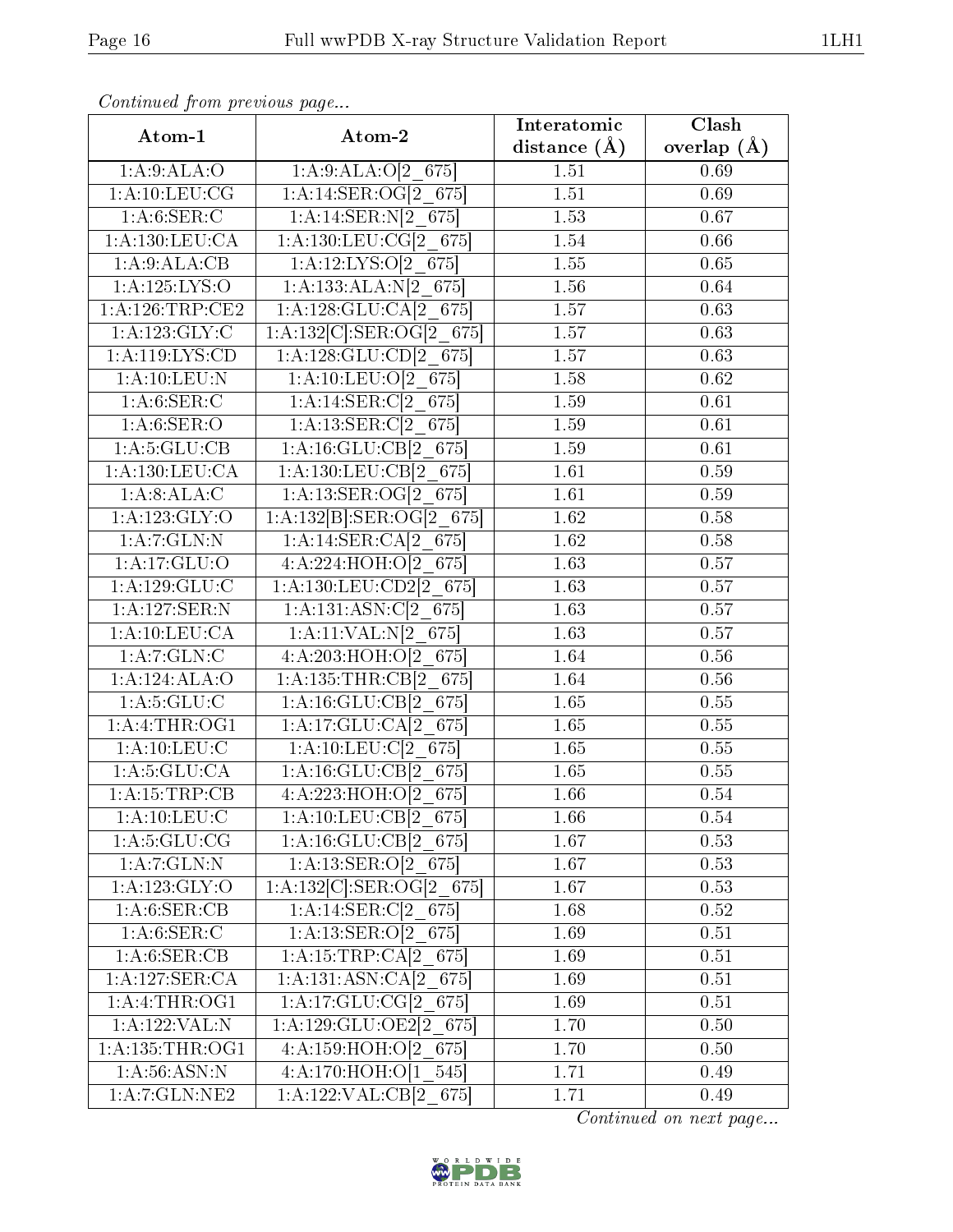*Continued from previous page...*

| Atom-1 | Atom-2 | Interatomic distance (Å) | Clash overlap (Å) |
|---|---|---|---|
| 1:A:9:ALA:O | 1:A:9:ALA:O[2_675] | 1.51 | 0.69 |
| 1:A:10:LEU:CG | 1:A:14:SER:OG[2_675] | 1.51 | 0.69 |
| 1:A:6:SER:C | 1:A:14:SER:N[2_675] | 1.53 | 0.67 |
| 1:A:130:LEU:CA | 1:A:130:LEU:CG[2_675] | 1.54 | 0.66 |
| 1:A:9:ALA:CB | 1:A:12:LYS:O[2_675] | 1.55 | 0.65 |
| 1:A:125:LYS:O | 1:A:133:ALA:N[2_675] | 1.56 | 0.64 |
| 1:A:126:TRP:CE2 | 1:A:128:GLU:CA[2_675] | 1.57 | 0.63 |
| 1:A:123:GLY:C | 1:A:132[C]:SER:OG[2_675] | 1.57 | 0.63 |
| 1:A:119:LYS:CD | 1:A:128:GLU:CD[2_675] | 1.57 | 0.63 |
| 1:A:10:LEU:N | 1:A:10:LEU:O[2_675] | 1.58 | 0.62 |
| 1:A:6:SER:C | 1:A:14:SER:C[2_675] | 1.59 | 0.61 |
| 1:A:6:SER:O | 1:A:13:SER:C[2_675] | 1.59 | 0.61 |
| 1:A:5:GLU:CB | 1:A:16:GLU:CB[2_675] | 1.59 | 0.61 |
| 1:A:130:LEU:CA | 1:A:130:LEU:CB[2_675] | 1.61 | 0.59 |
| 1:A:8:ALA:C | 1:A:13:SER:OG[2_675] | 1.61 | 0.59 |
| 1:A:123:GLY:O | 1:A:132[B]:SER:OG[2_675] | 1.62 | 0.58 |
| 1:A:7:GLN:N | 1:A:14:SER:CA[2_675] | 1.62 | 0.58 |
| 1:A:17:GLU:O | 4:A:224:HOH:O[2_675] | 1.63 | 0.57 |
| 1:A:129:GLU:C | 1:A:130:LEU:CD2[2_675] | 1.63 | 0.57 |
| 1:A:127:SER:N | 1:A:131:ASN:C[2_675] | 1.63 | 0.57 |
| 1:A:10:LEU:CA | 1:A:11:VAL:N[2_675] | 1.63 | 0.57 |
| 1:A:7:GLN:C | 4:A:203:HOH:O[2_675] | 1.64 | 0.56 |
| 1:A:124:ALA:O | 1:A:135:THR:CB[2_675] | 1.64 | 0.56 |
| 1:A:5:GLU:C | 1:A:16:GLU:CB[2_675] | 1.65 | 0.55 |
| 1:A:4:THR:OG1 | 1:A:17:GLU:CA[2_675] | 1.65 | 0.55 |
| 1:A:10:LEU:C | 1:A:10:LEU:C[2_675] | 1.65 | 0.55 |
| 1:A:5:GLU:CA | 1:A:16:GLU:CB[2_675] | 1.65 | 0.55 |
| 1:A:15:TRP:CB | 4:A:223:HOH:O[2_675] | 1.66 | 0.54 |
| 1:A:10:LEU:C | 1:A:10:LEU:CB[2_675] | 1.66 | 0.54 |
| 1:A:5:GLU:CG | 1:A:16:GLU:CB[2_675] | 1.67 | 0.53 |
| 1:A:7:GLN:N | 1:A:13:SER:O[2_675] | 1.67 | 0.53 |
| 1:A:123:GLY:O | 1:A:132[C]:SER:OG[2_675] | 1.67 | 0.53 |
| 1:A:6:SER:CB | 1:A:14:SER:C[2_675] | 1.68 | 0.52 |
| 1:A:6:SER:C | 1:A:13:SER:O[2_675] | 1.69 | 0.51 |
| 1:A:6:SER:CB | 1:A:15:TRP:CA[2_675] | 1.69 | 0.51 |
| 1:A:127:SER:CA | 1:A:131:ASN:CA[2_675] | 1.69 | 0.51 |
| 1:A:4:THR:OG1 | 1:A:17:GLU:CG[2_675] | 1.69 | 0.51 |
| 1:A:122:VAL:N | 1:A:129:GLU:OE2[2_675] | 1.70 | 0.50 |
| 1:A:135:THR:OG1 | 4:A:159:HOH:O[2_675] | 1.70 | 0.50 |
| 1:A:56:ASN:N | 4:A:170:HOH:O[1_545] | 1.71 | 0.49 |
| 1:A:7:GLN:NE2 | 1:A:122:VAL:CB[2_675] | 1.71 | 0.49 |

*Continued on next page...*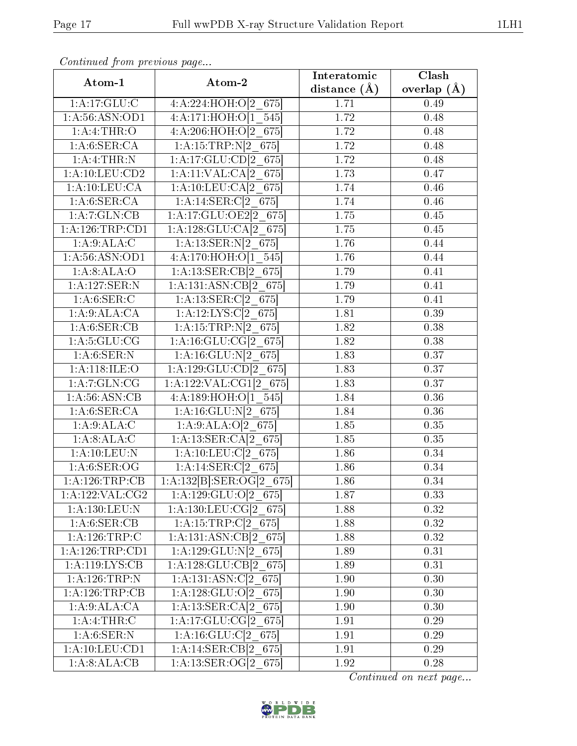*Continued from previous page...*

| Atom-1 | Atom-2 | Interatomic distance (Å) | Clash overlap (Å) |
|---|---|---|---|
| 1:A:17:GLU:C | 4:A:224:HOH:O[2_675] | 1.71 | 0.49 |
| 1:A:56:ASN:OD1 | 4:A:171:HOH:O[1_545] | 1.72 | 0.48 |
| 1:A:4:THR:O | 4:A:206:HOH:O[2_675] | 1.72 | 0.48 |
| 1:A:6:SER:CA | 1:A:15:TRP:N[2_675] | 1.72 | 0.48 |
| 1:A:4:THR:N | 1:A:17:GLU:CD[2_675] | 1.72 | 0.48 |
| 1:A:10:LEU:CD2 | 1:A:11:VAL:CA[2_675] | 1.73 | 0.47 |
| 1:A:10:LEU:CA | 1:A:10:LEU:CA[2_675] | 1.74 | 0.46 |
| 1:A:6:SER:CA | 1:A:14:SER:C[2_675] | 1.74 | 0.46 |
| 1:A:7:GLN:CB | 1:A:17:GLU:OE2[2_675] | 1.75 | 0.45 |
| 1:A:126:TRP:CD1 | 1:A:128:GLU:CA[2_675] | 1.75 | 0.45 |
| 1:A:9:ALA:C | 1:A:13:SER:N[2_675] | 1.76 | 0.44 |
| 1:A:56:ASN:OD1 | 4:A:170:HOH:O[1_545] | 1.76 | 0.44 |
| 1:A:8:ALA:O | 1:A:13:SER:CB[2_675] | 1.79 | 0.41 |
| 1:A:127:SER:N | 1:A:131:ASN:CB[2_675] | 1.79 | 0.41 |
| 1:A:6:SER:C | 1:A:13:SER:C[2_675] | 1.79 | 0.41 |
| 1:A:9:ALA:CA | 1:A:12:LYS:C[2_675] | 1.81 | 0.39 |
| 1:A:6:SER:CB | 1:A:15:TRP:N[2_675] | 1.82 | 0.38 |
| 1:A:5:GLU:CG | 1:A:16:GLU:CG[2_675] | 1.82 | 0.38 |
| 1:A:6:SER:N | 1:A:16:GLU:N[2_675] | 1.83 | 0.37 |
| 1:A:118:ILE:O | 1:A:129:GLU:CD[2_675] | 1.83 | 0.37 |
| 1:A:7:GLN:CG | 1:A:122:VAL:CG1[2_675] | 1.83 | 0.37 |
| 1:A:56:ASN:CB | 4:A:189:HOH:O[1_545] | 1.84 | 0.36 |
| 1:A:6:SER:CA | 1:A:16:GLU:N[2_675] | 1.84 | 0.36 |
| 1:A:9:ALA:C | 1:A:9:ALA:O[2_675] | 1.85 | 0.35 |
| 1:A:8:ALA:C | 1:A:13:SER:CA[2_675] | 1.85 | 0.35 |
| 1:A:10:LEU:N | 1:A:10:LEU:C[2_675] | 1.86 | 0.34 |
| 1:A:6:SER:OG | 1:A:14:SER:C[2_675] | 1.86 | 0.34 |
| 1:A:126:TRP:CB | 1:A:132[B]:SER:OG[2_675] | 1.86 | 0.34 |
| 1:A:122:VAL:CG2 | 1:A:129:GLU:O[2_675] | 1.87 | 0.33 |
| 1:A:130:LEU:N | 1:A:130:LEU:CG[2_675] | 1.88 | 0.32 |
| 1:A:6:SER:CB | 1:A:15:TRP:C[2_675] | 1.88 | 0.32 |
| 1:A:126:TRP:C | 1:A:131:ASN:CB[2_675] | 1.88 | 0.32 |
| 1:A:126:TRP:CD1 | 1:A:129:GLU:N[2_675] | 1.89 | 0.31 |
| 1:A:119:LYS:CB | 1:A:128:GLU:CB[2_675] | 1.89 | 0.31 |
| 1:A:126:TRP:N | 1:A:131:ASN:C[2_675] | 1.90 | 0.30 |
| 1:A:126:TRP:CB | 1:A:128:GLU:O[2_675] | 1.90 | 0.30 |
| 1:A:9:ALA:CA | 1:A:13:SER:CA[2_675] | 1.90 | 0.30 |
| 1:A:4:THR:C | 1:A:17:GLU:CG[2_675] | 1.91 | 0.29 |
| 1:A:6:SER:N | 1:A:16:GLU:C[2_675] | 1.91 | 0.29 |
| 1:A:10:LEU:CD1 | 1:A:14:SER:CB[2_675] | 1.91 | 0.29 |
| 1:A:8:ALA:CB | 1:A:13:SER:OG[2_675] | 1.92 | 0.28 |

*Continued on next page...*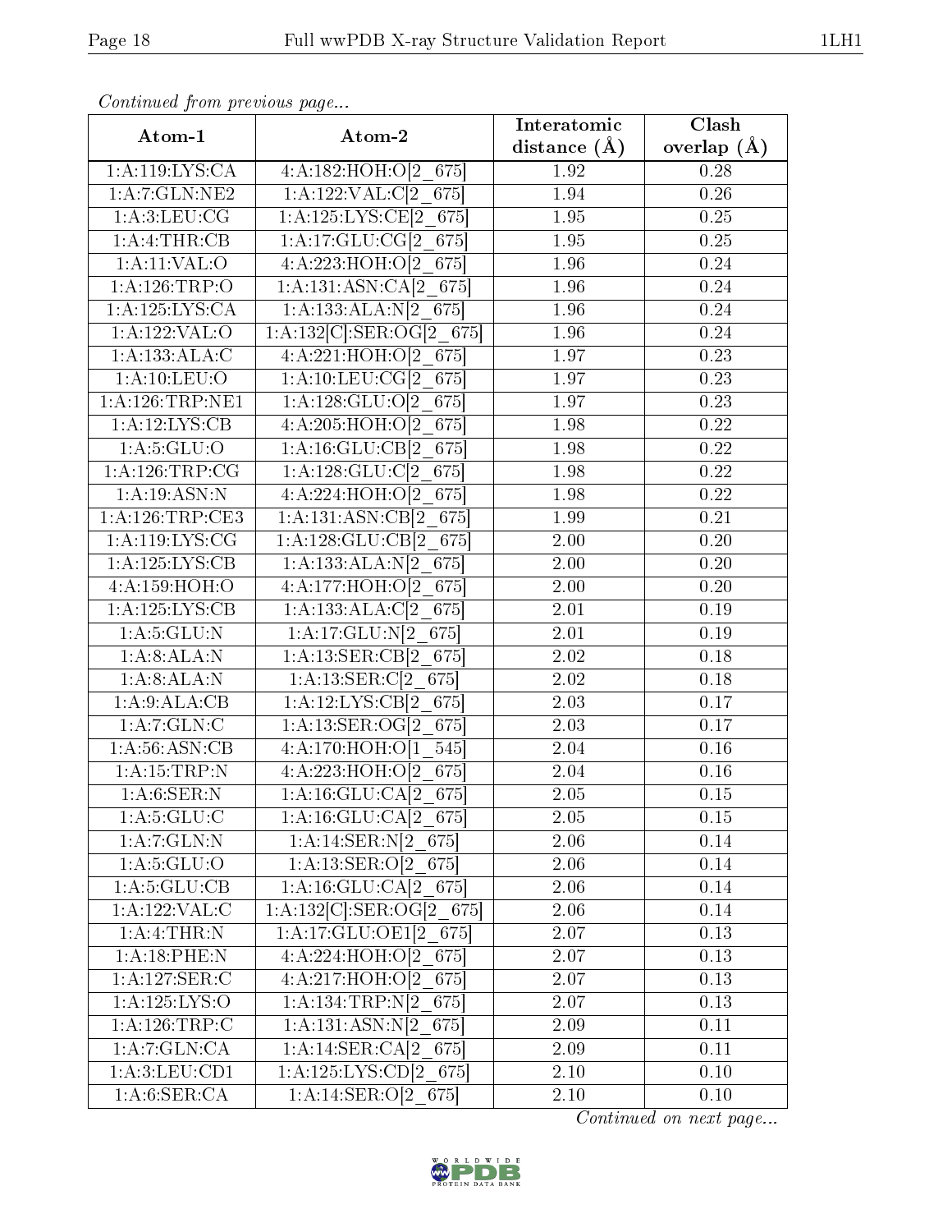*Continued from previous page...*

| Atom-1 | Atom-2 | Interatomic distance (Å) | Clash overlap (Å) |
|---|---|---|---|
| 1:A:119:LYS:CA | 4:A:182:HOH:O[2_675] | 1.92 | 0.28 |
| 1:A:7:GLN:NE2 | 1:A:122:VAL:C[2_675] | 1.94 | 0.26 |
| 1:A:3:LEU:CG | 1:A:125:LYS:CE[2_675] | 1.95 | 0.25 |
| 1:A:4:THR:CB | 1:A:17:GLU:CG[2_675] | 1.95 | 0.25 |
| 1:A:11:VAL:O | 4:A:223:HOH:O[2_675] | 1.96 | 0.24 |
| 1:A:126:TRP:O | 1:A:131:ASN:CA[2_675] | 1.96 | 0.24 |
| 1:A:125:LYS:CA | 1:A:133:ALA:N[2_675] | 1.96 | 0.24 |
| 1:A:122:VAL:O | 1:A:132[C]:SER:OG[2_675] | 1.96 | 0.24 |
| 1:A:133:ALA:C | 4:A:221:HOH:O[2_675] | 1.97 | 0.23 |
| 1:A:10:LEU:O | 1:A:10:LEU:CG[2_675] | 1.97 | 0.23 |
| 1:A:126:TRP:NE1 | 1:A:128:GLU:O[2_675] | 1.97 | 0.23 |
| 1:A:12:LYS:CB | 4:A:205:HOH:O[2_675] | 1.98 | 0.22 |
| 1:A:5:GLU:O | 1:A:16:GLU:CB[2_675] | 1.98 | 0.22 |
| 1:A:126:TRP:CG | 1:A:128:GLU:C[2_675] | 1.98 | 0.22 |
| 1:A:19:ASN:N | 4:A:224:HOH:O[2_675] | 1.98 | 0.22 |
| 1:A:126:TRP:CE3 | 1:A:131:ASN:CB[2_675] | 1.99 | 0.21 |
| 1:A:119:LYS:CG | 1:A:128:GLU:CB[2_675] | 2.00 | 0.20 |
| 1:A:125:LYS:CB | 1:A:133:ALA:N[2_675] | 2.00 | 0.20 |
| 4:A:159:HOH:O | 4:A:177:HOH:O[2_675] | 2.00 | 0.20 |
| 1:A:125:LYS:CB | 1:A:133:ALA:C[2_675] | 2.01 | 0.19 |
| 1:A:5:GLU:N | 1:A:17:GLU:N[2_675] | 2.01 | 0.19 |
| 1:A:8:ALA:N | 1:A:13:SER:CB[2_675] | 2.02 | 0.18 |
| 1:A:8:ALA:N | 1:A:13:SER:C[2_675] | 2.02 | 0.18 |
| 1:A:9:ALA:CB | 1:A:12:LYS:CB[2_675] | 2.03 | 0.17 |
| 1:A:7:GLN:C | 1:A:13:SER:OG[2_675] | 2.03 | 0.17 |
| 1:A:56:ASN:CB | 4:A:170:HOH:O[1_545] | 2.04 | 0.16 |
| 1:A:15:TRP:N | 4:A:223:HOH:O[2_675] | 2.04 | 0.16 |
| 1:A:6:SER:N | 1:A:16:GLU:CA[2_675] | 2.05 | 0.15 |
| 1:A:5:GLU:C | 1:A:16:GLU:CA[2_675] | 2.05 | 0.15 |
| 1:A:7:GLN:N | 1:A:14:SER:N[2_675] | 2.06 | 0.14 |
| 1:A:5:GLU:O | 1:A:13:SER:O[2_675] | 2.06 | 0.14 |
| 1:A:5:GLU:CB | 1:A:16:GLU:CA[2_675] | 2.06 | 0.14 |
| 1:A:122:VAL:C | 1:A:132[C]:SER:OG[2_675] | 2.06 | 0.14 |
| 1:A:4:THR:N | 1:A:17:GLU:OE1[2_675] | 2.07 | 0.13 |
| 1:A:18:PHE:N | 4:A:224:HOH:O[2_675] | 2.07 | 0.13 |
| 1:A:127:SER:C | 4:A:217:HOH:O[2_675] | 2.07 | 0.13 |
| 1:A:125:LYS:O | 1:A:134:TRP:N[2_675] | 2.07 | 0.13 |
| 1:A:126:TRP:C | 1:A:131:ASN:N[2_675] | 2.09 | 0.11 |
| 1:A:7:GLN:CA | 1:A:14:SER:CA[2_675] | 2.09 | 0.11 |
| 1:A:3:LEU:CD1 | 1:A:125:LYS:CD[2_675] | 2.10 | 0.10 |
| 1:A:6:SER:CA | 1:A:14:SER:O[2_675] | 2.10 | 0.10 |

*Continued on next page...*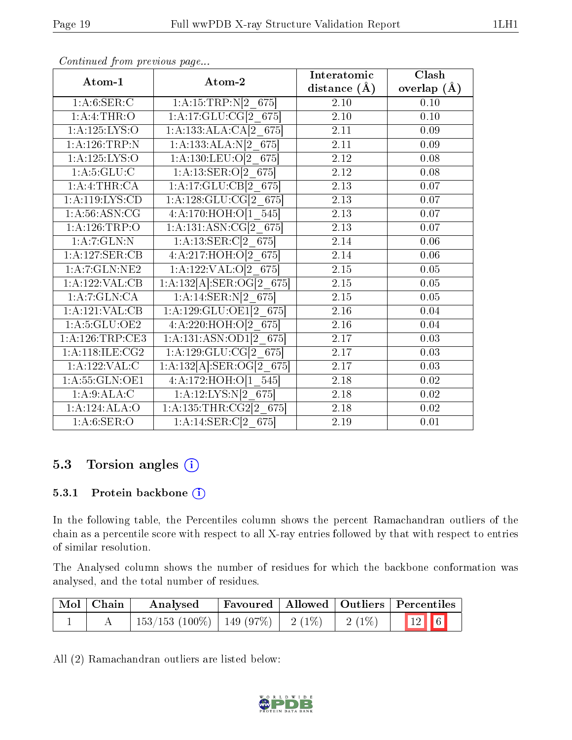*Continued from previous page...*

| Atom-1 | Atom-2 | Interatomic distance (Å) | Clash overlap (Å) |
|---|---|---|---|
| 1:A:6:SER:C | 1:A:15:TRP:N[2_675] | 2.10 | 0.10 |
| 1:A:4:THR:O | 1:A:17:GLU:CG[2_675] | 2.10 | 0.10 |
| 1:A:125:LYS:O | 1:A:133:ALA:CA[2_675] | 2.11 | 0.09 |
| 1:A:126:TRP:N | 1:A:133:ALA:N[2_675] | 2.11 | 0.09 |
| 1:A:125:LYS:O | 1:A:130:LEU:O[2_675] | 2.12 | 0.08 |
| 1:A:5:GLU:C | 1:A:13:SER:O[2_675] | 2.12 | 0.08 |
| 1:A:4:THR:CA | 1:A:17:GLU:CB[2_675] | 2.13 | 0.07 |
| 1:A:119:LYS:CD | 1:A:128:GLU:CG[2_675] | 2.13 | 0.07 |
| 1:A:56:ASN:CG | 4:A:170:HOH:O[1_545] | 2.13 | 0.07 |
| 1:A:126:TRP:O | 1:A:131:ASN:CG[2_675] | 2.13 | 0.07 |
| 1:A:7:GLN:N | 1:A:13:SER:C[2_675] | 2.14 | 0.06 |
| 1:A:127:SER:CB | 4:A:217:HOH:O[2_675] | 2.14 | 0.06 |
| 1:A:7:GLN:NE2 | 1:A:122:VAL:O[2_675] | 2.15 | 0.05 |
| 1:A:122:VAL:CB | 1:A:132[A]:SER:OG[2_675] | 2.15 | 0.05 |
| 1:A:7:GLN:CA | 1:A:14:SER:N[2_675] | 2.15 | 0.05 |
| 1:A:121:VAL:CB | 1:A:129:GLU:OE1[2_675] | 2.16 | 0.04 |
| 1:A:5:GLU:OE2 | 4:A:220:HOH:O[2_675] | 2.16 | 0.04 |
| 1:A:126:TRP:CE3 | 1:A:131:ASN:OD1[2_675] | 2.17 | 0.03 |
| 1:A:118:ILE:CG2 | 1:A:129:GLU:CG[2_675] | 2.17 | 0.03 |
| 1:A:122:VAL:C | 1:A:132[A]:SER:OG[2_675] | 2.17 | 0.03 |
| 1:A:55:GLN:OE1 | 4:A:172:HOH:O[1_545] | 2.18 | 0.02 |
| 1:A:9:ALA:C | 1:A:12:LYS:N[2_675] | 2.18 | 0.02 |
| 1:A:124:ALA:O | 1:A:135:THR:CG2[2_675] | 2.18 | 0.02 |
| 1:A:6:SER:O | 1:A:14:SER:C[2_675] | 2.19 | 0.01 |

## 5.3 Torsion angles

### 5.3.1 Protein backbone

In the following table, the Percentiles column shows the percent Ramachandran outliers of the chain as a percentile score with respect to all X-ray entries followed by that with respect to entries of similar resolution.

The Analysed column shows the number of residues for which the backbone conformation was analysed, and the total number of residues.

| Mol | Chain | Analysed | Favoured | Allowed | Outliers | Percentiles |
|---|---|---|---|---|---|---|
| 1 | A | 153/153 (100%) | 149 (97%) | 2 (1%) | 2 (1%) | 12 6 |

All (2) Ramachandran outliers are listed below: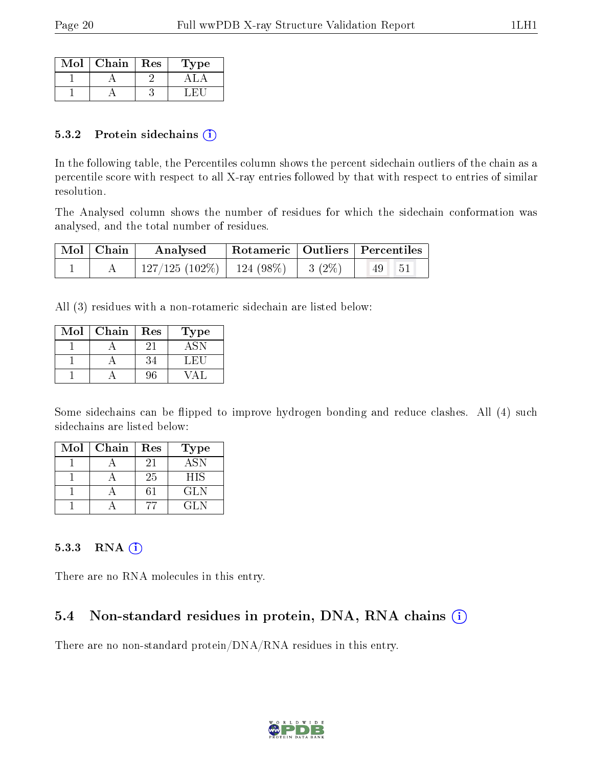| Mol | Chain | Res | Type |
|---|---|---|---|
| 1 | A | 2 | ALA |
| 1 | A | 3 | LEU |

### 5.3.2 Protein sidechains

In the following table, the Percentiles column shows the percent sidechain outliers of the chain as a percentile score with respect to all X-ray entries followed by that with respect to entries of similar resolution.

The Analysed column shows the number of residues for which the sidechain conformation was analysed, and the total number of residues.

| Mol | Chain | Analysed | Rotameric | Outliers | Percentiles | |
|---|---|---|---|---|---|---|
| 1 | A | 127/125 (102%) | 124 (98%) | 3 (2%) | 49 | 51 |

All (3) residues with a non-rotameric sidechain are listed below:

| Mol | Chain | Res | Type |
|---|---|---|---|
| 1 | A | 21 | ASN |
| 1 | A | 34 | LEU |
| 1 | A | 96 | VAL |

Some sidechains can be flipped to improve hydrogen bonding and reduce clashes. All (4) such sidechains are listed below:

| Mol | Chain | Res | Type |
|---|---|---|---|
| 1 | A | 21 | ASN |
| 1 | A | 25 | HIS |
| 1 | A | 61 | GLN |
| 1 | A | 77 | GLN |

### 5.3.3 RNA

There are no RNA molecules in this entry.

## 5.4 Non-standard residues in protein, DNA, RNA chains

There are no non-standard protein/DNA/RNA residues in this entry.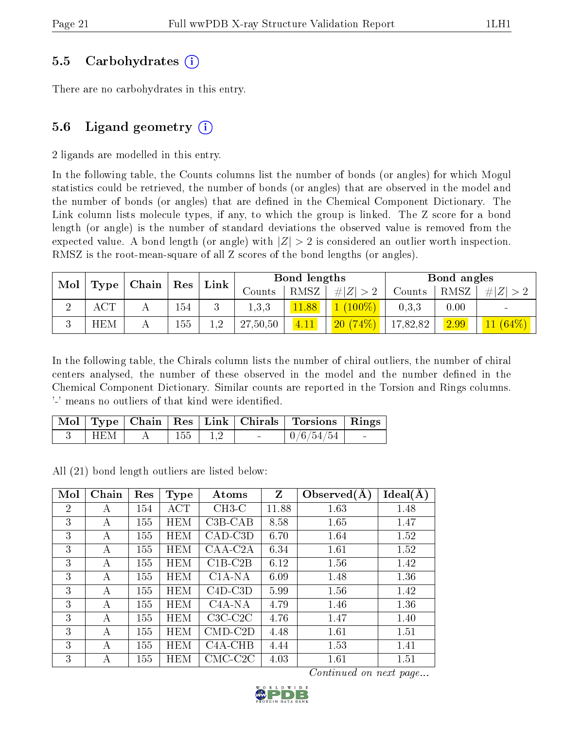### 5.5 Carbohydrates (i)

There are no carbohydrates in this entry.

### 5.6 Ligand geometry (i)

2 ligands are modelled in this entry.

In the following table, the Counts columns list the number of bonds (or angles) for which Mogul statistics could be retrieved, the number of bonds (or angles) that are observed in the model and the number of bonds (or angles) that are defined in the Chemical Component Dictionary. The Link column lists molecule types, if any, to which the group is linked. The Z score for a bond length (or angle) is the number of standard deviations the observed value is removed from the expected value. A bond length (or angle) with $|Z| > 2$ is considered an outlier worth inspection. RMSZ is the root-mean-square of all Z scores of the bond lengths (or angles).

| Mol | Type | Chain | Res | Link | Bond lengths | | | Bond angles | | |
|---|---|---|---|---|---|---|---|---|---|---|
| | | | | | Counts | RMSZ | #\|Z\| > 2 | Counts | RMSZ | #\|Z\| > 2 |
| 2 | ACT | A | 154 | 3 | 1,3,3 | 11.88 | 1 (100%) | 0,3,3 | 0.00 | - |
| 3 | HEM | A | 155 | 1,2 | 27,50,50 | 4.11 | 20 (74%) | 17,82,82 | 2.99 | 11 (64%) |

In the following table, the Chirals column lists the number of chiral outliers, the number of chiral centers analysed, the number of these observed in the model and the number defined in the Chemical Component Dictionary. Similar counts are reported in the Torsion and Rings columns. '-' means no outliers of that kind were identified.

| Mol | Type | Chain | Res | Link | Chirals | Torsions | Rings |
|---|---|---|---|---|---|---|---|
| 3 | HEM | A | 155 | 1,2 | - | 0/6/54/54 | - |

All (21) bond length outliers are listed below:

| Mol | Chain | Res | Type | Atoms | Z | Observed(Å) | Ideal(Å) |
|---|---|---|---|---|---|---|---|
| 2 | A | 154 | ACT | CH3-C | 11.88 | 1.63 | 1.48 |
| 3 | A | 155 | HEM | C3B-CAB | 8.58 | 1.65 | 1.47 |
| 3 | A | 155 | HEM | CAD-C3D | 6.70 | 1.64 | 1.52 |
| 3 | A | 155 | HEM | CAA-C2A | 6.34 | 1.61 | 1.52 |
| 3 | A | 155 | HEM | C1B-C2B | 6.12 | 1.56 | 1.42 |
| 3 | A | 155 | HEM | C1A-NA | 6.09 | 1.48 | 1.36 |
| 3 | A | 155 | HEM | C4D-C3D | 5.99 | 1.56 | 1.42 |
| 3 | A | 155 | HEM | C4A-NA | 4.79 | 1.46 | 1.36 |
| 3 | A | 155 | HEM | C3C-C2C | 4.76 | 1.47 | 1.40 |
| 3 | A | 155 | HEM | CMD-C2D | 4.48 | 1.61 | 1.51 |
| 3 | A | 155 | HEM | C4A-CHB | 4.44 | 1.53 | 1.41 |
| 3 | A | 155 | HEM | CMC-C2C | 4.03 | 1.61 | 1.51 |

*Continued on next page...*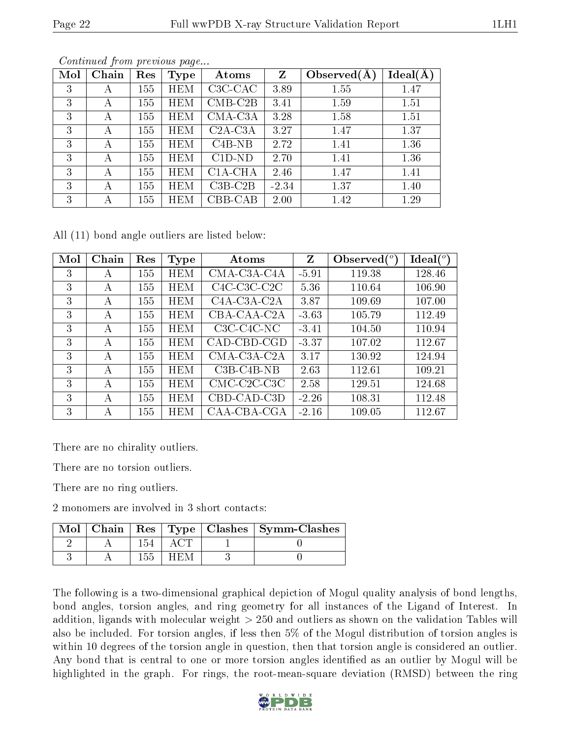*Continued from previous page...*

| Mol | Chain | Res | Type | Atoms | Z | Observed(Å) | Ideal(Å) |
|---|---|---|---|---|---|---|---|
| 3 | A | 155 | HEM | C3C-CAC | 3.89 | 1.55 | 1.47 |
| 3 | A | 155 | HEM | CMB-C2B | 3.41 | 1.59 | 1.51 |
| 3 | A | 155 | HEM | CMA-C3A | 3.28 | 1.58 | 1.51 |
| 3 | A | 155 | HEM | C2A-C3A | 3.27 | 1.47 | 1.37 |
| 3 | A | 155 | HEM | C4B-NB | 2.72 | 1.41 | 1.36 |
| 3 | A | 155 | HEM | C1D-ND | 2.70 | 1.41 | 1.36 |
| 3 | A | 155 | HEM | C1A-CHA | 2.46 | 1.47 | 1.41 |
| 3 | A | 155 | HEM | C3B-C2B | -2.34 | 1.37 | 1.40 |
| 3 | A | 155 | HEM | CBB-CAB | 2.00 | 1.42 | 1.29 |

All (11) bond angle outliers are listed below:

| Mol | Chain | Res | Type | Atoms | Z | Observed(°) | Ideal(°) |
|---|---|---|---|---|---|---|---|
| 3 | A | 155 | HEM | CMA-C3A-C4A | -5.91 | 119.38 | 128.46 |
| 3 | A | 155 | HEM | C4C-C3C-C2C | 5.36 | 110.64 | 106.90 |
| 3 | A | 155 | HEM | C4A-C3A-C2A | 3.87 | 109.69 | 107.00 |
| 3 | A | 155 | HEM | CBA-CAA-C2A | -3.63 | 105.79 | 112.49 |
| 3 | A | 155 | HEM | C3C-C4C-NC | -3.41 | 104.50 | 110.94 |
| 3 | A | 155 | HEM | CAD-CBD-CGD | -3.37 | 107.02 | 112.67 |
| 3 | A | 155 | HEM | CMA-C3A-C2A | 3.17 | 130.92 | 124.94 |
| 3 | A | 155 | HEM | C3B-C4B-NB | 2.63 | 112.61 | 109.21 |
| 3 | A | 155 | HEM | CMC-C2C-C3C | 2.58 | 129.51 | 124.68 |
| 3 | A | 155 | HEM | CBD-CAD-C3D | -2.26 | 108.31 | 112.48 |
| 3 | A | 155 | HEM | CAA-CBA-CGA | -2.16 | 109.05 | 112.67 |

There are no chirality outliers.

There are no torsion outliers.

There are no ring outliers.

2 monomers are involved in 3 short contacts:

| Mol | Chain | Res | Type | Clashes | Symm-Clashes |
|---|---|---|---|---|---|
| 2 | A | 154 | ACT | 1 | 0 |
| 3 | A | 155 | HEM | 3 | 0 |

The following is a two-dimensional graphical depiction of Mogul quality analysis of bond lengths, bond angles, torsion angles, and ring geometry for all instances of the Ligand of Interest. In addition, ligands with molecular weight > 250 and outliers as shown on the validation Tables will also be included. For torsion angles, if less then 5% of the Mogul distribution of torsion angles is within 10 degrees of the torsion angle in question, then that torsion angle is considered an outlier. Any bond that is central to one or more torsion angles identified as an outlier by Mogul will be highlighted in the graph. For rings, the root-mean-square deviation (RMSD) between the ring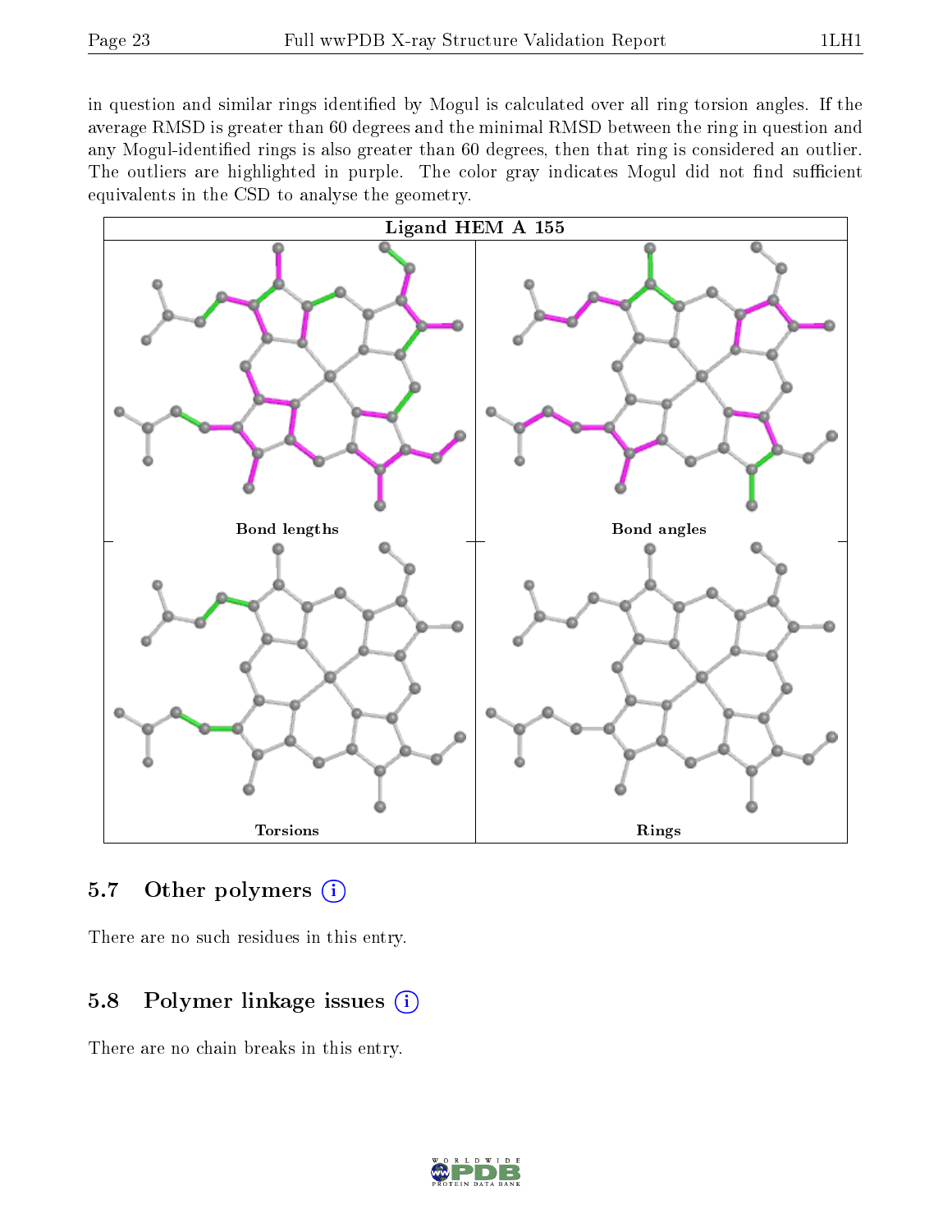in question and similar rings identified by Mogul is calculated over all ring torsion angles. If the average RMSD is greater than 60 degrees and the minimal RMSD between the ring in question and any Mogul-identified rings is also greater than 60 degrees, then that ring is considered an outlier. The outliers are highlighted in purple. The color gray indicates Mogul did not find sufficient equivalents in the CSD to analyse the geometry.

**Ligand HEM A 155**

Bond lengths | Bond angles | Torsions | Rings

## 5.7 Other polymers

There are no such residues in this entry.

## 5.8 Polymer linkage issues

There are no chain breaks in this entry.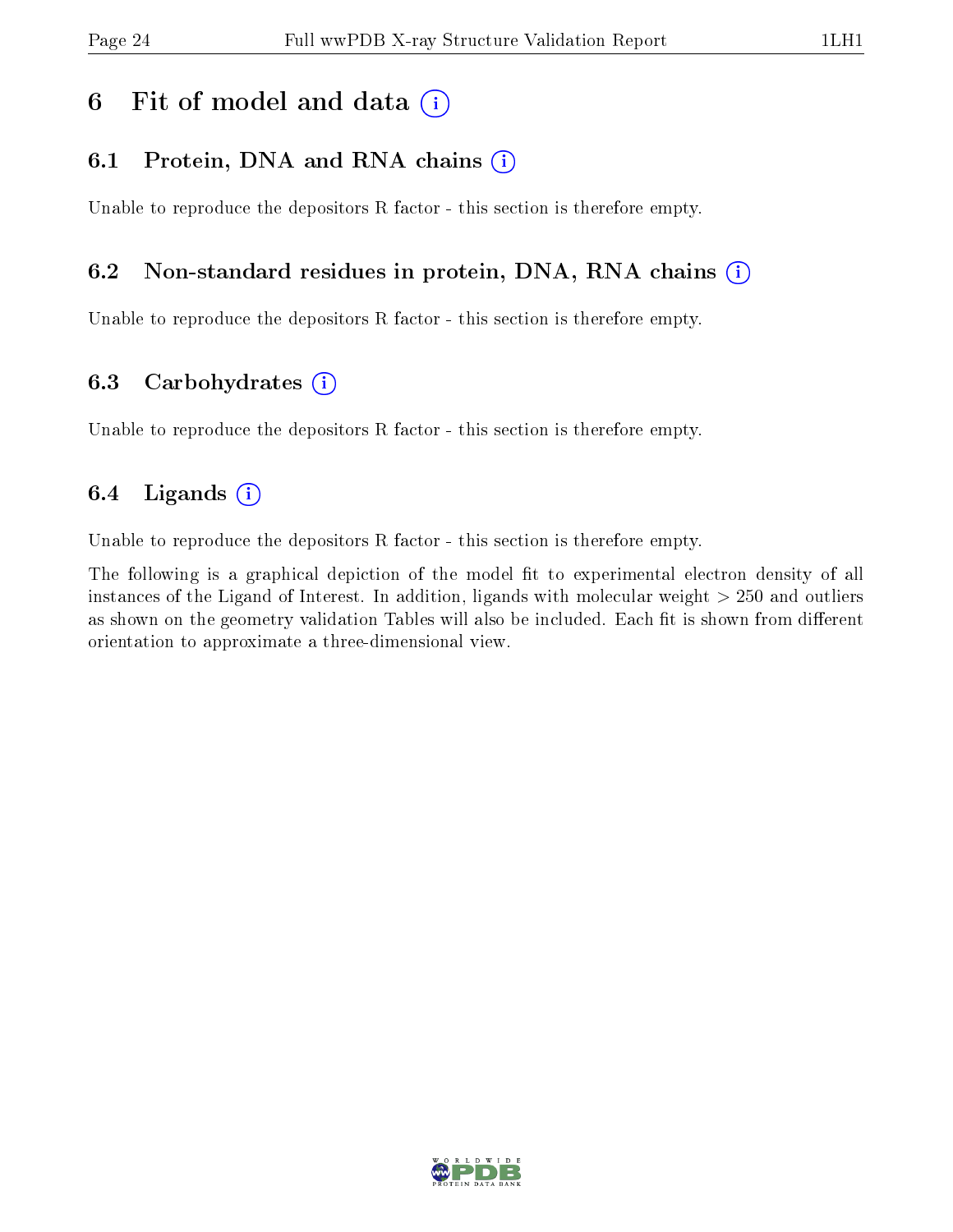# 6 Fit of model and data

## 6.1 Protein, DNA and RNA chains

Unable to reproduce the depositors R factor - this section is therefore empty.

## 6.2 Non-standard residues in protein, DNA, RNA chains

Unable to reproduce the depositors R factor - this section is therefore empty.

## 6.3 Carbohydrates

Unable to reproduce the depositors R factor - this section is therefore empty.

## 6.4 Ligands

Unable to reproduce the depositors R factor - this section is therefore empty.

The following is a graphical depiction of the model fit to experimental electron density of all instances of the Ligand of Interest. In addition, ligands with molecular weight > 250 and outliers as shown on the geometry validation Tables will also be included. Each fit is shown from different orientation to approximate a three-dimensional view.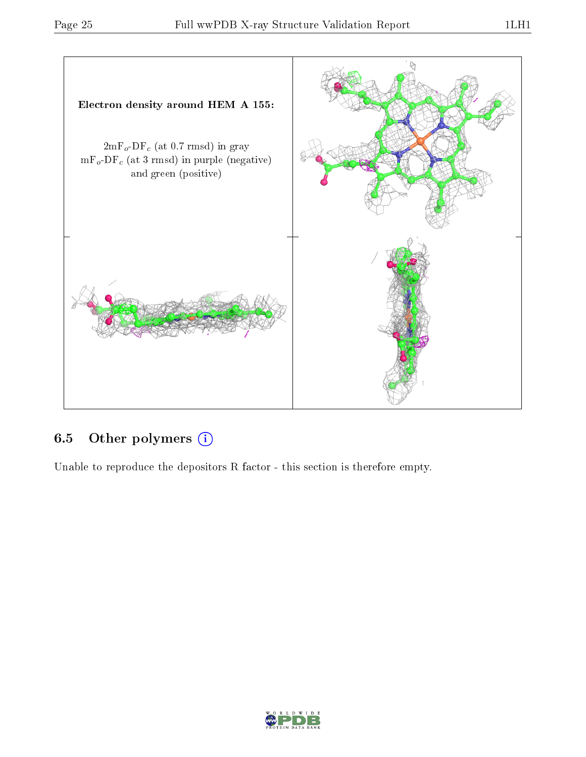**Electron density around HEM A 155:**

$2mF_o$-$DF_c$ (at 0.7 rmsd) in gray
$mF_o$-$DF_c$ (at 3 rmsd) in purple (negative) and green (positive)

## 6.5 Other polymers

Unable to reproduce the depositors R factor - this section is therefore empty.